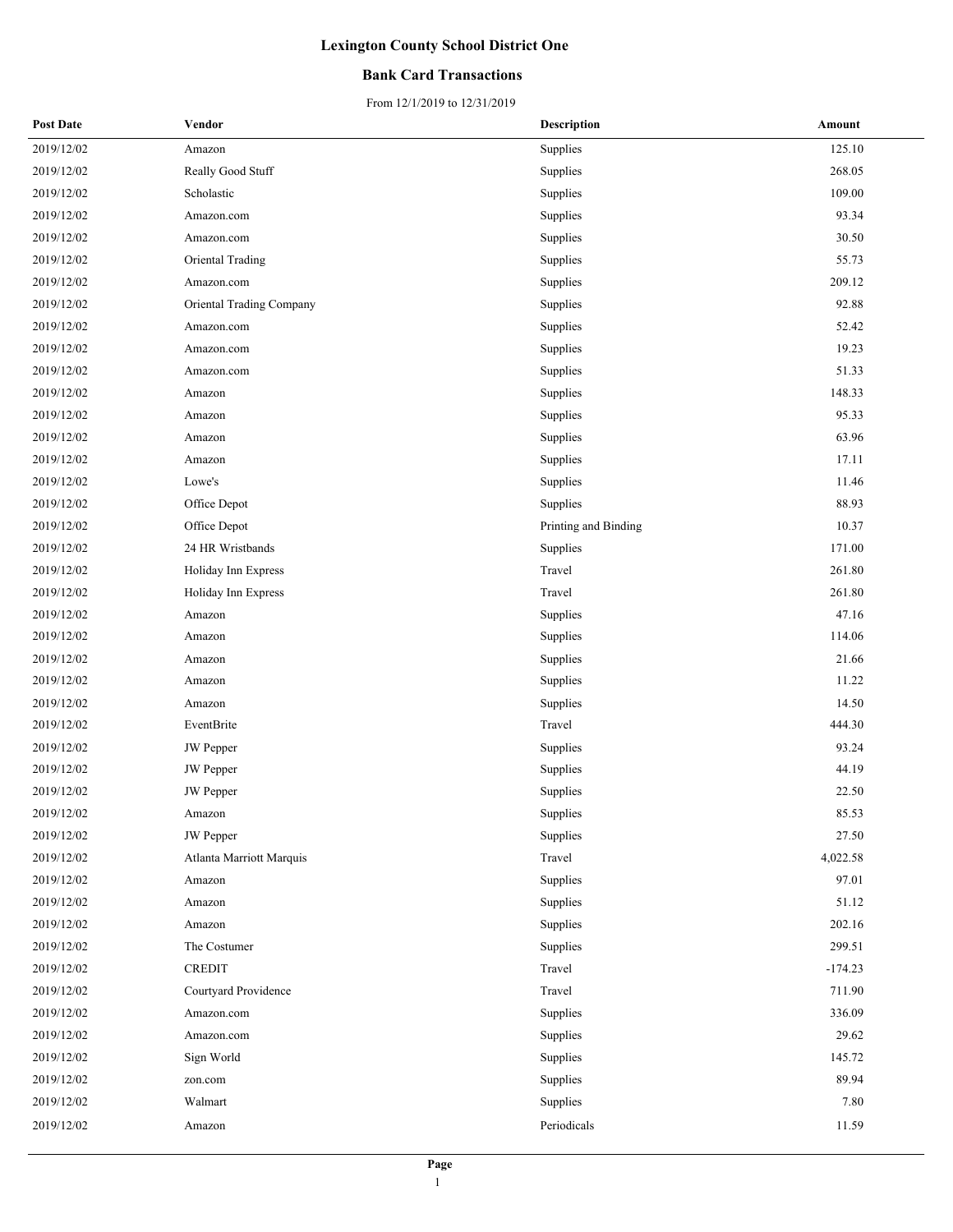# Lexington County School District One

## Bank Card Transactions

From 12/1/2019 to 12/31/2019

| Post Date | Vendor | Description | Amount |
|---|---|---|---|
| 2019/12/02 | Amazon | Supplies | 125.10 |
| 2019/12/02 | Really Good Stuff | Supplies | 268.05 |
| 2019/12/02 | Scholastic | Supplies | 109.00 |
| 2019/12/02 | Amazon.com | Supplies | 93.34 |
| 2019/12/02 | Amazon.com | Supplies | 30.50 |
| 2019/12/02 | Oriental Trading | Supplies | 55.73 |
| 2019/12/02 | Amazon.com | Supplies | 209.12 |
| 2019/12/02 | Oriental Trading Company | Supplies | 92.88 |
| 2019/12/02 | Amazon.com | Supplies | 52.42 |
| 2019/12/02 | Amazon.com | Supplies | 19.23 |
| 2019/12/02 | Amazon.com | Supplies | 51.33 |
| 2019/12/02 | Amazon | Supplies | 148.33 |
| 2019/12/02 | Amazon | Supplies | 95.33 |
| 2019/12/02 | Amazon | Supplies | 63.96 |
| 2019/12/02 | Amazon | Supplies | 17.11 |
| 2019/12/02 | Lowe's | Supplies | 11.46 |
| 2019/12/02 | Office Depot | Supplies | 88.93 |
| 2019/12/02 | Office Depot | Printing and Binding | 10.37 |
| 2019/12/02 | 24 HR Wristbands | Supplies | 171.00 |
| 2019/12/02 | Holiday Inn Express | Travel | 261.80 |
| 2019/12/02 | Holiday Inn Express | Travel | 261.80 |
| 2019/12/02 | Amazon | Supplies | 47.16 |
| 2019/12/02 | Amazon | Supplies | 114.06 |
| 2019/12/02 | Amazon | Supplies | 21.66 |
| 2019/12/02 | Amazon | Supplies | 11.22 |
| 2019/12/02 | Amazon | Supplies | 14.50 |
| 2019/12/02 | EventBrite | Travel | 444.30 |
| 2019/12/02 | JW Pepper | Supplies | 93.24 |
| 2019/12/02 | JW Pepper | Supplies | 44.19 |
| 2019/12/02 | JW Pepper | Supplies | 22.50 |
| 2019/12/02 | Amazon | Supplies | 85.53 |
| 2019/12/02 | JW Pepper | Supplies | 27.50 |
| 2019/12/02 | Atlanta Marriott Marquis | Travel | 4,022.58 |
| 2019/12/02 | Amazon | Supplies | 97.01 |
| 2019/12/02 | Amazon | Supplies | 51.12 |
| 2019/12/02 | Amazon | Supplies | 202.16 |
| 2019/12/02 | The Costumer | Supplies | 299.51 |
| 2019/12/02 | CREDIT | Travel | -174.23 |
| 2019/12/02 | Courtyard Providence | Travel | 711.90 |
| 2019/12/02 | Amazon.com | Supplies | 336.09 |
| 2019/12/02 | Amazon.com | Supplies | 29.62 |
| 2019/12/02 | Sign World | Supplies | 145.72 |
| 2019/12/02 | zon.com | Supplies | 89.94 |
| 2019/12/02 | Walmart | Supplies | 7.80 |
| 2019/12/02 | Amazon | Periodicals | 11.59 |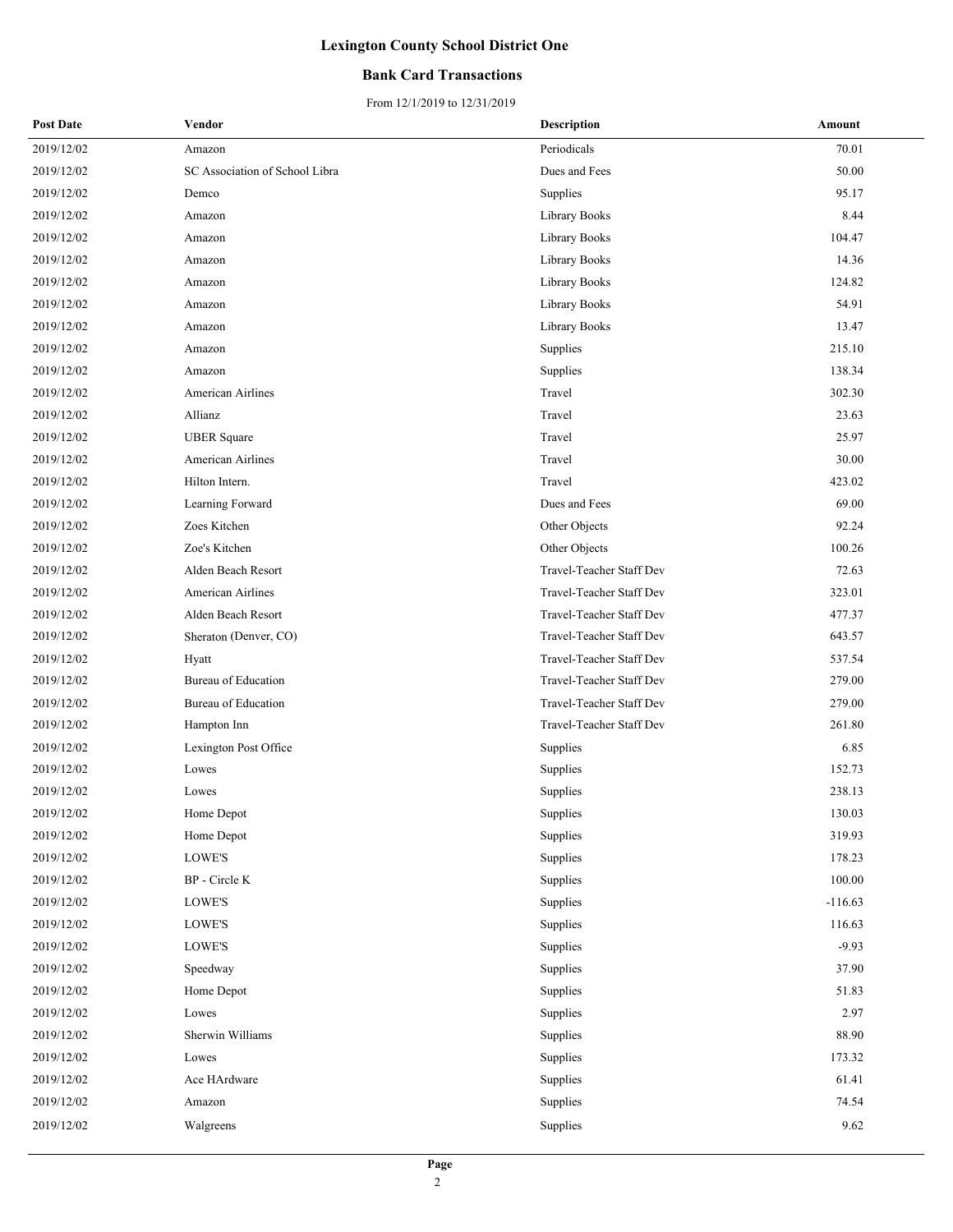# Lexington County School District One

## Bank Card Transactions

From 12/1/2019 to 12/31/2019

| Post Date | Vendor | Description | Amount |
|---|---|---|---|
| 2019/12/02 | Amazon | Periodicals | 70.01 |
| 2019/12/02 | SC Association of School Libra | Dues and Fees | 50.00 |
| 2019/12/02 | Demco | Supplies | 95.17 |
| 2019/12/02 | Amazon | Library Books | 8.44 |
| 2019/12/02 | Amazon | Library Books | 104.47 |
| 2019/12/02 | Amazon | Library Books | 14.36 |
| 2019/12/02 | Amazon | Library Books | 124.82 |
| 2019/12/02 | Amazon | Library Books | 54.91 |
| 2019/12/02 | Amazon | Library Books | 13.47 |
| 2019/12/02 | Amazon | Supplies | 215.10 |
| 2019/12/02 | Amazon | Supplies | 138.34 |
| 2019/12/02 | American Airlines | Travel | 302.30 |
| 2019/12/02 | Allianz | Travel | 23.63 |
| 2019/12/02 | UBER Square | Travel | 25.97 |
| 2019/12/02 | American Airlines | Travel | 30.00 |
| 2019/12/02 | Hilton Intern. | Travel | 423.02 |
| 2019/12/02 | Learning Forward | Dues and Fees | 69.00 |
| 2019/12/02 | Zoes Kitchen | Other Objects | 92.24 |
| 2019/12/02 | Zoe's Kitchen | Other Objects | 100.26 |
| 2019/12/02 | Alden Beach Resort | Travel-Teacher Staff Dev | 72.63 |
| 2019/12/02 | American Airlines | Travel-Teacher Staff Dev | 323.01 |
| 2019/12/02 | Alden Beach Resort | Travel-Teacher Staff Dev | 477.37 |
| 2019/12/02 | Sheraton (Denver, CO) | Travel-Teacher Staff Dev | 643.57 |
| 2019/12/02 | Hyatt | Travel-Teacher Staff Dev | 537.54 |
| 2019/12/02 | Bureau of Education | Travel-Teacher Staff Dev | 279.00 |
| 2019/12/02 | Bureau of Education | Travel-Teacher Staff Dev | 279.00 |
| 2019/12/02 | Hampton Inn | Travel-Teacher Staff Dev | 261.80 |
| 2019/12/02 | Lexington Post Office | Supplies | 6.85 |
| 2019/12/02 | Lowes | Supplies | 152.73 |
| 2019/12/02 | Lowes | Supplies | 238.13 |
| 2019/12/02 | Home Depot | Supplies | 130.03 |
| 2019/12/02 | Home Depot | Supplies | 319.93 |
| 2019/12/02 | LOWE'S | Supplies | 178.23 |
| 2019/12/02 | BP - Circle K | Supplies | 100.00 |
| 2019/12/02 | LOWE'S | Supplies | -116.63 |
| 2019/12/02 | LOWE'S | Supplies | 116.63 |
| 2019/12/02 | LOWE'S | Supplies | -9.93 |
| 2019/12/02 | Speedway | Supplies | 37.90 |
| 2019/12/02 | Home Depot | Supplies | 51.83 |
| 2019/12/02 | Lowes | Supplies | 2.97 |
| 2019/12/02 | Sherwin Williams | Supplies | 88.90 |
| 2019/12/02 | Lowes | Supplies | 173.32 |
| 2019/12/02 | Ace HArdware | Supplies | 61.41 |
| 2019/12/02 | Amazon | Supplies | 74.54 |
| 2019/12/02 | Walgreens | Supplies | 9.62 |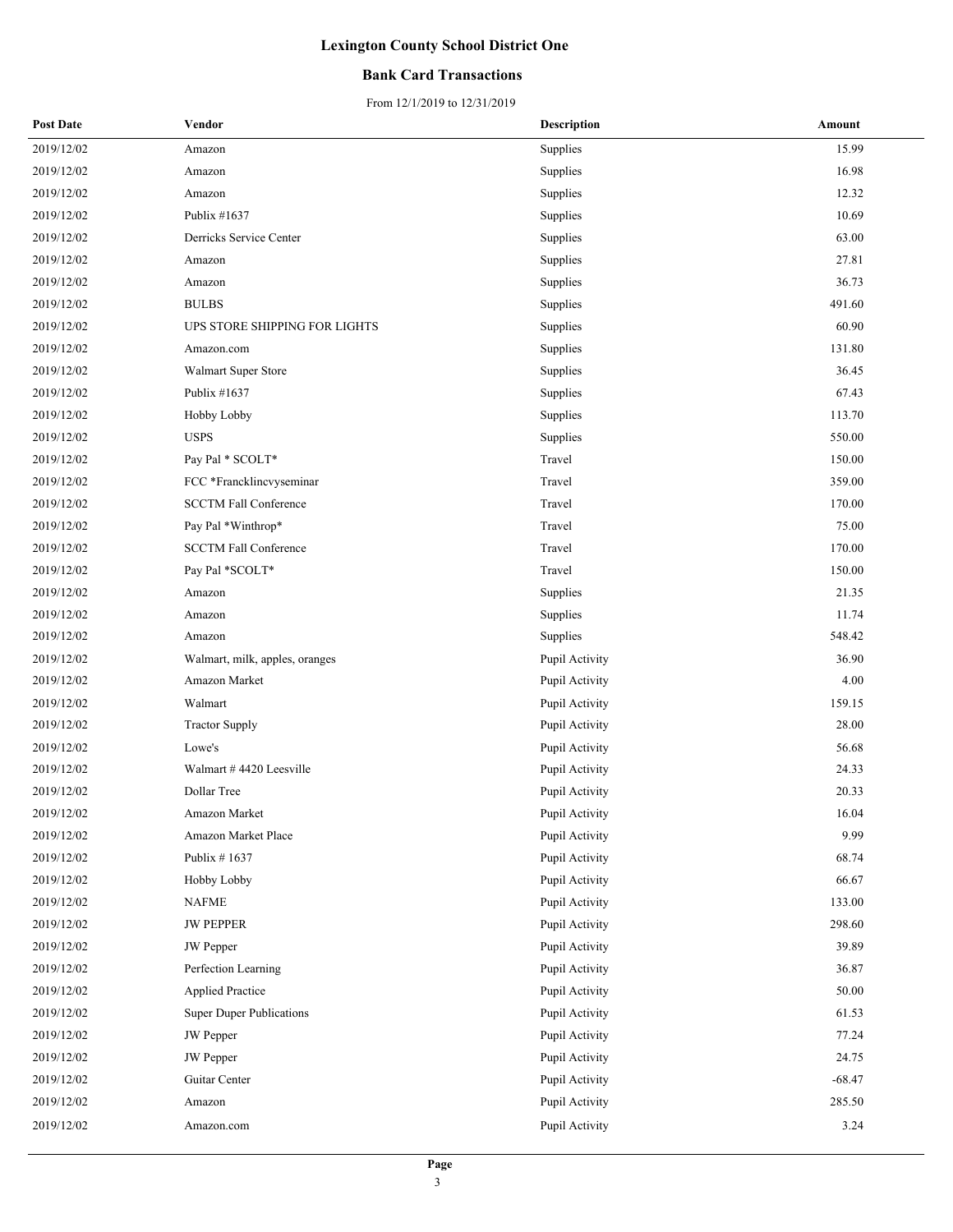# Lexington County School District One

## Bank Card Transactions

From 12/1/2019 to 12/31/2019

| Post Date | Vendor | Description | Amount |
|---|---|---|---|
| 2019/12/02 | Amazon | Supplies | 15.99 |
| 2019/12/02 | Amazon | Supplies | 16.98 |
| 2019/12/02 | Amazon | Supplies | 12.32 |
| 2019/12/02 | Publix #1637 | Supplies | 10.69 |
| 2019/12/02 | Derricks Service Center | Supplies | 63.00 |
| 2019/12/02 | Amazon | Supplies | 27.81 |
| 2019/12/02 | Amazon | Supplies | 36.73 |
| 2019/12/02 | BULBS | Supplies | 491.60 |
| 2019/12/02 | UPS STORE SHIPPING FOR LIGHTS | Supplies | 60.90 |
| 2019/12/02 | Amazon.com | Supplies | 131.80 |
| 2019/12/02 | Walmart Super Store | Supplies | 36.45 |
| 2019/12/02 | Publix #1637 | Supplies | 67.43 |
| 2019/12/02 | Hobby Lobby | Supplies | 113.70 |
| 2019/12/02 | USPS | Supplies | 550.00 |
| 2019/12/02 | Pay Pal * SCOLT* | Travel | 150.00 |
| 2019/12/02 | FCC *Francklincvyseminar | Travel | 359.00 |
| 2019/12/02 | SCCTM Fall Conference | Travel | 170.00 |
| 2019/12/02 | Pay Pal *Winthrop* | Travel | 75.00 |
| 2019/12/02 | SCCTM Fall Conference | Travel | 170.00 |
| 2019/12/02 | Pay Pal *SCOLT* | Travel | 150.00 |
| 2019/12/02 | Amazon | Supplies | 21.35 |
| 2019/12/02 | Amazon | Supplies | 11.74 |
| 2019/12/02 | Amazon | Supplies | 548.42 |
| 2019/12/02 | Walmart, milk, apples, oranges | Pupil Activity | 36.90 |
| 2019/12/02 | Amazon Market | Pupil Activity | 4.00 |
| 2019/12/02 | Walmart | Pupil Activity | 159.15 |
| 2019/12/02 | Tractor Supply | Pupil Activity | 28.00 |
| 2019/12/02 | Lowe's | Pupil Activity | 56.68 |
| 2019/12/02 | Walmart # 4420 Leesville | Pupil Activity | 24.33 |
| 2019/12/02 | Dollar Tree | Pupil Activity | 20.33 |
| 2019/12/02 | Amazon Market | Pupil Activity | 16.04 |
| 2019/12/02 | Amazon Market Place | Pupil Activity | 9.99 |
| 2019/12/02 | Publix # 1637 | Pupil Activity | 68.74 |
| 2019/12/02 | Hobby Lobby | Pupil Activity | 66.67 |
| 2019/12/02 | NAFME | Pupil Activity | 133.00 |
| 2019/12/02 | JW PEPPER | Pupil Activity | 298.60 |
| 2019/12/02 | JW Pepper | Pupil Activity | 39.89 |
| 2019/12/02 | Perfection Learning | Pupil Activity | 36.87 |
| 2019/12/02 | Applied Practice | Pupil Activity | 50.00 |
| 2019/12/02 | Super Duper Publications | Pupil Activity | 61.53 |
| 2019/12/02 | JW Pepper | Pupil Activity | 77.24 |
| 2019/12/02 | JW Pepper | Pupil Activity | 24.75 |
| 2019/12/02 | Guitar Center | Pupil Activity | -68.47 |
| 2019/12/02 | Amazon | Pupil Activity | 285.50 |
| 2019/12/02 | Amazon.com | Pupil Activity | 3.24 |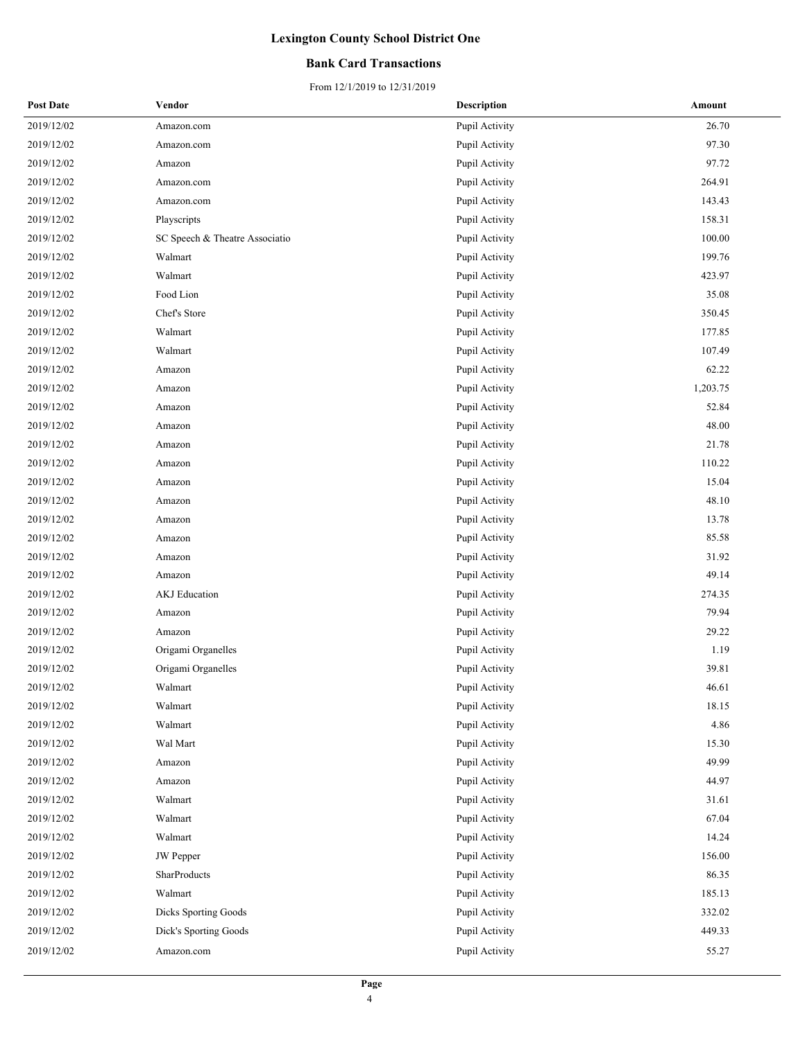# Lexington County School District One

## Bank Card Transactions

From 12/1/2019 to 12/31/2019

| Post Date | Vendor | Description | Amount |
|---|---|---|---|
| 2019/12/02 | Amazon.com | Pupil Activity | 26.70 |
| 2019/12/02 | Amazon.com | Pupil Activity | 97.30 |
| 2019/12/02 | Amazon | Pupil Activity | 97.72 |
| 2019/12/02 | Amazon.com | Pupil Activity | 264.91 |
| 2019/12/02 | Amazon.com | Pupil Activity | 143.43 |
| 2019/12/02 | Playscripts | Pupil Activity | 158.31 |
| 2019/12/02 | SC Speech & Theatre Associatio | Pupil Activity | 100.00 |
| 2019/12/02 | Walmart | Pupil Activity | 199.76 |
| 2019/12/02 | Walmart | Pupil Activity | 423.97 |
| 2019/12/02 | Food Lion | Pupil Activity | 35.08 |
| 2019/12/02 | Chef's Store | Pupil Activity | 350.45 |
| 2019/12/02 | Walmart | Pupil Activity | 177.85 |
| 2019/12/02 | Walmart | Pupil Activity | 107.49 |
| 2019/12/02 | Amazon | Pupil Activity | 62.22 |
| 2019/12/02 | Amazon | Pupil Activity | 1,203.75 |
| 2019/12/02 | Amazon | Pupil Activity | 52.84 |
| 2019/12/02 | Amazon | Pupil Activity | 48.00 |
| 2019/12/02 | Amazon | Pupil Activity | 21.78 |
| 2019/12/02 | Amazon | Pupil Activity | 110.22 |
| 2019/12/02 | Amazon | Pupil Activity | 15.04 |
| 2019/12/02 | Amazon | Pupil Activity | 48.10 |
| 2019/12/02 | Amazon | Pupil Activity | 13.78 |
| 2019/12/02 | Amazon | Pupil Activity | 85.58 |
| 2019/12/02 | Amazon | Pupil Activity | 31.92 |
| 2019/12/02 | Amazon | Pupil Activity | 49.14 |
| 2019/12/02 | AKJ Education | Pupil Activity | 274.35 |
| 2019/12/02 | Amazon | Pupil Activity | 79.94 |
| 2019/12/02 | Amazon | Pupil Activity | 29.22 |
| 2019/12/02 | Origami Organelles | Pupil Activity | 1.19 |
| 2019/12/02 | Origami Organelles | Pupil Activity | 39.81 |
| 2019/12/02 | Walmart | Pupil Activity | 46.61 |
| 2019/12/02 | Walmart | Pupil Activity | 18.15 |
| 2019/12/02 | Walmart | Pupil Activity | 4.86 |
| 2019/12/02 | Wal Mart | Pupil Activity | 15.30 |
| 2019/12/02 | Amazon | Pupil Activity | 49.99 |
| 2019/12/02 | Amazon | Pupil Activity | 44.97 |
| 2019/12/02 | Walmart | Pupil Activity | 31.61 |
| 2019/12/02 | Walmart | Pupil Activity | 67.04 |
| 2019/12/02 | Walmart | Pupil Activity | 14.24 |
| 2019/12/02 | JW Pepper | Pupil Activity | 156.00 |
| 2019/12/02 | SharProducts | Pupil Activity | 86.35 |
| 2019/12/02 | Walmart | Pupil Activity | 185.13 |
| 2019/12/02 | Dicks Sporting Goods | Pupil Activity | 332.02 |
| 2019/12/02 | Dick's Sporting Goods | Pupil Activity | 449.33 |
| 2019/12/02 | Amazon.com | Pupil Activity | 55.27 |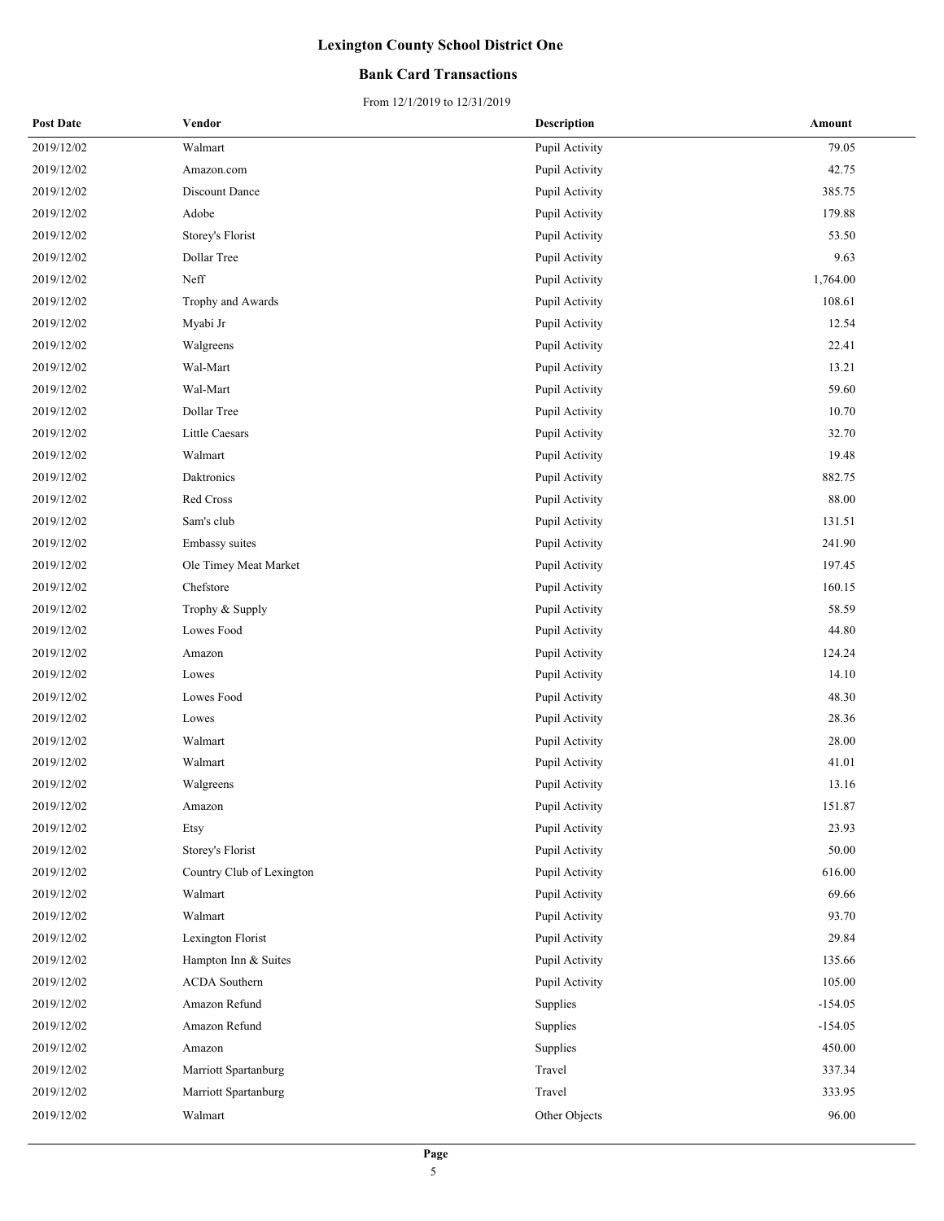# Lexington County School District One

## Bank Card Transactions

From 12/1/2019 to 12/31/2019

| Post Date | Vendor | Description | Amount |
|---|---|---|---|
| 2019/12/02 | Walmart | Pupil Activity | 79.05 |
| 2019/12/02 | Amazon.com | Pupil Activity | 42.75 |
| 2019/12/02 | Discount Dance | Pupil Activity | 385.75 |
| 2019/12/02 | Adobe | Pupil Activity | 179.88 |
| 2019/12/02 | Storey's Florist | Pupil Activity | 53.50 |
| 2019/12/02 | Dollar Tree | Pupil Activity | 9.63 |
| 2019/12/02 | Neff | Pupil Activity | 1,764.00 |
| 2019/12/02 | Trophy and Awards | Pupil Activity | 108.61 |
| 2019/12/02 | Myabi Jr | Pupil Activity | 12.54 |
| 2019/12/02 | Walgreens | Pupil Activity | 22.41 |
| 2019/12/02 | Wal-Mart | Pupil Activity | 13.21 |
| 2019/12/02 | Wal-Mart | Pupil Activity | 59.60 |
| 2019/12/02 | Dollar Tree | Pupil Activity | 10.70 |
| 2019/12/02 | Little Caesars | Pupil Activity | 32.70 |
| 2019/12/02 | Walmart | Pupil Activity | 19.48 |
| 2019/12/02 | Daktronics | Pupil Activity | 882.75 |
| 2019/12/02 | Red Cross | Pupil Activity | 88.00 |
| 2019/12/02 | Sam's club | Pupil Activity | 131.51 |
| 2019/12/02 | Embassy suites | Pupil Activity | 241.90 |
| 2019/12/02 | Ole Timey Meat Market | Pupil Activity | 197.45 |
| 2019/12/02 | Chefstore | Pupil Activity | 160.15 |
| 2019/12/02 | Trophy & Supply | Pupil Activity | 58.59 |
| 2019/12/02 | Lowes Food | Pupil Activity | 44.80 |
| 2019/12/02 | Amazon | Pupil Activity | 124.24 |
| 2019/12/02 | Lowes | Pupil Activity | 14.10 |
| 2019/12/02 | Lowes Food | Pupil Activity | 48.30 |
| 2019/12/02 | Lowes | Pupil Activity | 28.36 |
| 2019/12/02 | Walmart | Pupil Activity | 28.00 |
| 2019/12/02 | Walmart | Pupil Activity | 41.01 |
| 2019/12/02 | Walgreens | Pupil Activity | 13.16 |
| 2019/12/02 | Amazon | Pupil Activity | 151.87 |
| 2019/12/02 | Etsy | Pupil Activity | 23.93 |
| 2019/12/02 | Storey's Florist | Pupil Activity | 50.00 |
| 2019/12/02 | Country Club of Lexington | Pupil Activity | 616.00 |
| 2019/12/02 | Walmart | Pupil Activity | 69.66 |
| 2019/12/02 | Walmart | Pupil Activity | 93.70 |
| 2019/12/02 | Lexington Florist | Pupil Activity | 29.84 |
| 2019/12/02 | Hampton Inn & Suites | Pupil Activity | 135.66 |
| 2019/12/02 | ACDA Southern | Pupil Activity | 105.00 |
| 2019/12/02 | Amazon Refund | Supplies | -154.05 |
| 2019/12/02 | Amazon Refund | Supplies | -154.05 |
| 2019/12/02 | Amazon | Supplies | 450.00 |
| 2019/12/02 | Marriott Spartanburg | Travel | 337.34 |
| 2019/12/02 | Marriott Spartanburg | Travel | 333.95 |
| 2019/12/02 | Walmart | Other Objects | 96.00 |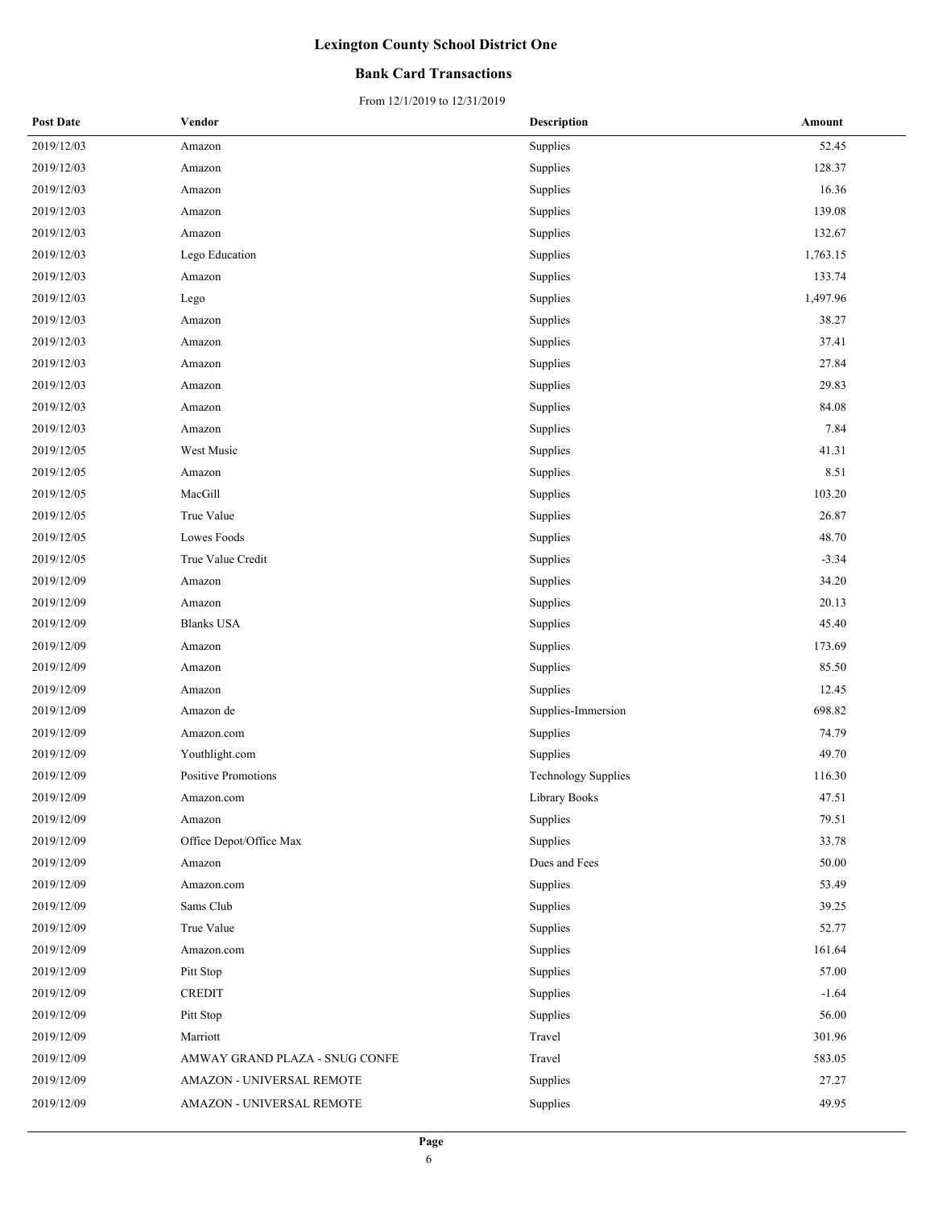# Lexington County School District One

## Bank Card Transactions

From 12/1/2019 to 12/31/2019

| Post Date | Vendor | Description | Amount |
|---|---|---|---|
| 2019/12/03 | Amazon | Supplies | 52.45 |
| 2019/12/03 | Amazon | Supplies | 128.37 |
| 2019/12/03 | Amazon | Supplies | 16.36 |
| 2019/12/03 | Amazon | Supplies | 139.08 |
| 2019/12/03 | Amazon | Supplies | 132.67 |
| 2019/12/03 | Lego Education | Supplies | 1,763.15 |
| 2019/12/03 | Amazon | Supplies | 133.74 |
| 2019/12/03 | Lego | Supplies | 1,497.96 |
| 2019/12/03 | Amazon | Supplies | 38.27 |
| 2019/12/03 | Amazon | Supplies | 37.41 |
| 2019/12/03 | Amazon | Supplies | 27.84 |
| 2019/12/03 | Amazon | Supplies | 29.83 |
| 2019/12/03 | Amazon | Supplies | 84.08 |
| 2019/12/03 | Amazon | Supplies | 7.84 |
| 2019/12/05 | West Music | Supplies | 41.31 |
| 2019/12/05 | Amazon | Supplies | 8.51 |
| 2019/12/05 | MacGill | Supplies | 103.20 |
| 2019/12/05 | True Value | Supplies | 26.87 |
| 2019/12/05 | Lowes Foods | Supplies | 48.70 |
| 2019/12/05 | True Value Credit | Supplies | -3.34 |
| 2019/12/09 | Amazon | Supplies | 34.20 |
| 2019/12/09 | Amazon | Supplies | 20.13 |
| 2019/12/09 | Blanks USA | Supplies | 45.40 |
| 2019/12/09 | Amazon | Supplies | 173.69 |
| 2019/12/09 | Amazon | Supplies | 85.50 |
| 2019/12/09 | Amazon | Supplies | 12.45 |
| 2019/12/09 | Amazon de | Supplies-Immersion | 698.82 |
| 2019/12/09 | Amazon.com | Supplies | 74.79 |
| 2019/12/09 | Youthlight.com | Supplies | 49.70 |
| 2019/12/09 | Positive Promotions | Technology Supplies | 116.30 |
| 2019/12/09 | Amazon.com | Library Books | 47.51 |
| 2019/12/09 | Amazon | Supplies | 79.51 |
| 2019/12/09 | Office Depot/Office Max | Supplies | 33.78 |
| 2019/12/09 | Amazon | Dues and Fees | 50.00 |
| 2019/12/09 | Amazon.com | Supplies | 53.49 |
| 2019/12/09 | Sams Club | Supplies | 39.25 |
| 2019/12/09 | True Value | Supplies | 52.77 |
| 2019/12/09 | Amazon.com | Supplies | 161.64 |
| 2019/12/09 | Pitt Stop | Supplies | 57.00 |
| 2019/12/09 | CREDIT | Supplies | -1.64 |
| 2019/12/09 | Pitt Stop | Supplies | 56.00 |
| 2019/12/09 | Marriott | Travel | 301.96 |
| 2019/12/09 | AMWAY GRAND PLAZA - SNUG CONFE | Travel | 583.05 |
| 2019/12/09 | AMAZON - UNIVERSAL REMOTE | Supplies | 27.27 |
| 2019/12/09 | AMAZON - UNIVERSAL REMOTE | Supplies | 49.95 |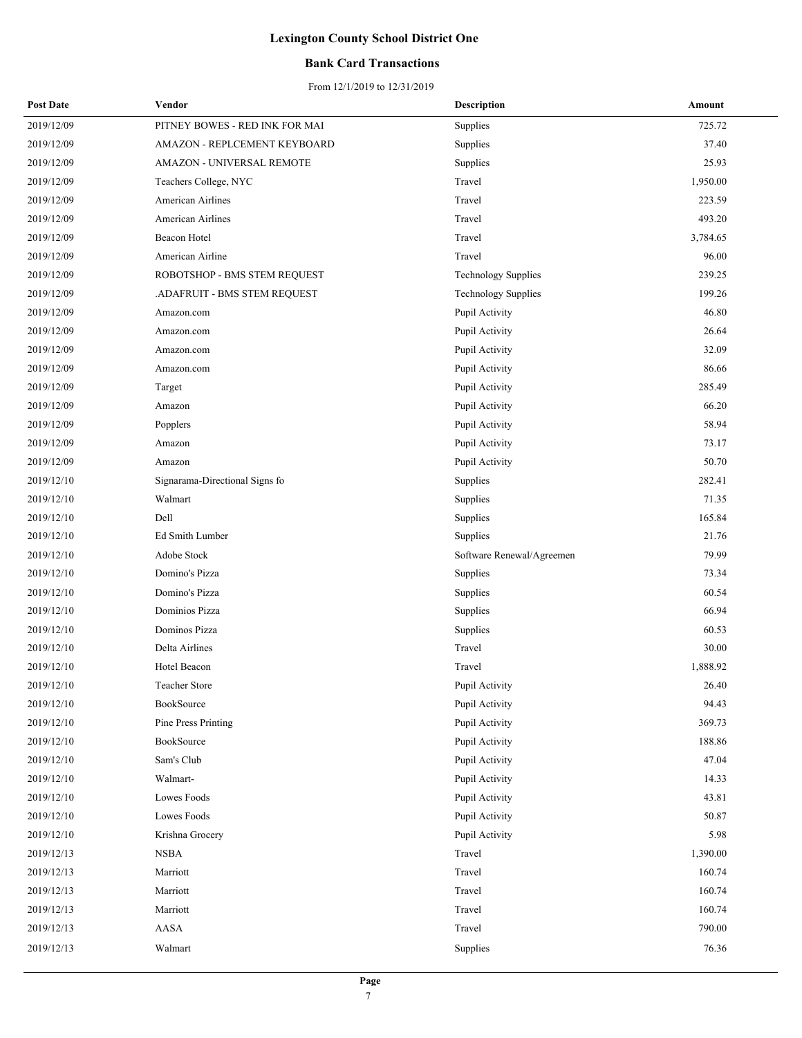# Lexington County School District One

## Bank Card Transactions

From 12/1/2019 to 12/31/2019

| Post Date | Vendor | Description | Amount |
|---|---|---|---|
| 2019/12/09 | PITNEY BOWES - RED INK FOR MAI | Supplies | 725.72 |
| 2019/12/09 | AMAZON - REPLCEMENT KEYBOARD | Supplies | 37.40 |
| 2019/12/09 | AMAZON - UNIVERSAL REMOTE | Supplies | 25.93 |
| 2019/12/09 | Teachers College, NYC | Travel | 1,950.00 |
| 2019/12/09 | American Airlines | Travel | 223.59 |
| 2019/12/09 | American Airlines | Travel | 493.20 |
| 2019/12/09 | Beacon Hotel | Travel | 3,784.65 |
| 2019/12/09 | American Airline | Travel | 96.00 |
| 2019/12/09 | ROBOTSHOP - BMS STEM REQUEST | Technology Supplies | 239.25 |
| 2019/12/09 | .ADAFRUIT - BMS STEM REQUEST | Technology Supplies | 199.26 |
| 2019/12/09 | Amazon.com | Pupil Activity | 46.80 |
| 2019/12/09 | Amazon.com | Pupil Activity | 26.64 |
| 2019/12/09 | Amazon.com | Pupil Activity | 32.09 |
| 2019/12/09 | Amazon.com | Pupil Activity | 86.66 |
| 2019/12/09 | Target | Pupil Activity | 285.49 |
| 2019/12/09 | Amazon | Pupil Activity | 66.20 |
| 2019/12/09 | Popplers | Pupil Activity | 58.94 |
| 2019/12/09 | Amazon | Pupil Activity | 73.17 |
| 2019/12/09 | Amazon | Pupil Activity | 50.70 |
| 2019/12/10 | Signarama-Directional Signs fo | Supplies | 282.41 |
| 2019/12/10 | Walmart | Supplies | 71.35 |
| 2019/12/10 | Dell | Supplies | 165.84 |
| 2019/12/10 | Ed Smith Lumber | Supplies | 21.76 |
| 2019/12/10 | Adobe Stock | Software Renewal/Agreemen | 79.99 |
| 2019/12/10 | Domino's Pizza | Supplies | 73.34 |
| 2019/12/10 | Domino's Pizza | Supplies | 60.54 |
| 2019/12/10 | Dominios Pizza | Supplies | 66.94 |
| 2019/12/10 | Dominos Pizza | Supplies | 60.53 |
| 2019/12/10 | Delta Airlines | Travel | 30.00 |
| 2019/12/10 | Hotel Beacon | Travel | 1,888.92 |
| 2019/12/10 | Teacher Store | Pupil Activity | 26.40 |
| 2019/12/10 | BookSource | Pupil Activity | 94.43 |
| 2019/12/10 | Pine Press Printing | Pupil Activity | 369.73 |
| 2019/12/10 | BookSource | Pupil Activity | 188.86 |
| 2019/12/10 | Sam's Club | Pupil Activity | 47.04 |
| 2019/12/10 | Walmart- | Pupil Activity | 14.33 |
| 2019/12/10 | Lowes Foods | Pupil Activity | 43.81 |
| 2019/12/10 | Lowes Foods | Pupil Activity | 50.87 |
| 2019/12/10 | Krishna Grocery | Pupil Activity | 5.98 |
| 2019/12/13 | NSBA | Travel | 1,390.00 |
| 2019/12/13 | Marriott | Travel | 160.74 |
| 2019/12/13 | Marriott | Travel | 160.74 |
| 2019/12/13 | Marriott | Travel | 160.74 |
| 2019/12/13 | AASA | Travel | 790.00 |
| 2019/12/13 | Walmart | Supplies | 76.36 |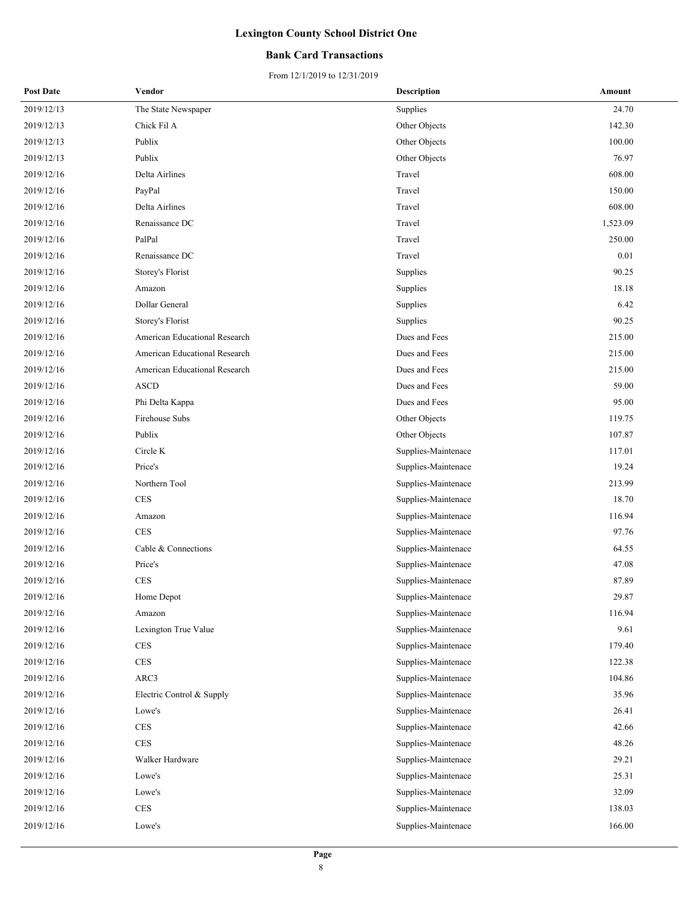# Lexington County School District One

## Bank Card Transactions

From 12/1/2019 to 12/31/2019

| Post Date | Vendor | Description | Amount |
|---|---|---|---|
| 2019/12/13 | The State Newspaper | Supplies | 24.70 |
| 2019/12/13 | Chick Fil A | Other Objects | 142.30 |
| 2019/12/13 | Publix | Other Objects | 100.00 |
| 2019/12/13 | Publix | Other Objects | 76.97 |
| 2019/12/16 | Delta Airlines | Travel | 608.00 |
| 2019/12/16 | PayPal | Travel | 150.00 |
| 2019/12/16 | Delta Airlines | Travel | 608.00 |
| 2019/12/16 | Renaissance DC | Travel | 1,523.09 |
| 2019/12/16 | PalPal | Travel | 250.00 |
| 2019/12/16 | Renaissance DC | Travel | 0.01 |
| 2019/12/16 | Storey's Florist | Supplies | 90.25 |
| 2019/12/16 | Amazon | Supplies | 18.18 |
| 2019/12/16 | Dollar General | Supplies | 6.42 |
| 2019/12/16 | Storey's Florist | Supplies | 90.25 |
| 2019/12/16 | American Educational Research | Dues and Fees | 215.00 |
| 2019/12/16 | American Educational Research | Dues and Fees | 215.00 |
| 2019/12/16 | American Educational Research | Dues and Fees | 215.00 |
| 2019/12/16 | ASCD | Dues and Fees | 59.00 |
| 2019/12/16 | Phi Delta Kappa | Dues and Fees | 95.00 |
| 2019/12/16 | Firehouse Subs | Other Objects | 119.75 |
| 2019/12/16 | Publix | Other Objects | 107.87 |
| 2019/12/16 | Circle K | Supplies-Maintenace | 117.01 |
| 2019/12/16 | Price's | Supplies-Maintenace | 19.24 |
| 2019/12/16 | Northern Tool | Supplies-Maintenace | 213.99 |
| 2019/12/16 | CES | Supplies-Maintenace | 18.70 |
| 2019/12/16 | Amazon | Supplies-Maintenace | 116.94 |
| 2019/12/16 | CES | Supplies-Maintenace | 97.76 |
| 2019/12/16 | Cable & Connections | Supplies-Maintenace | 64.55 |
| 2019/12/16 | Price's | Supplies-Maintenace | 47.08 |
| 2019/12/16 | CES | Supplies-Maintenace | 87.89 |
| 2019/12/16 | Home Depot | Supplies-Maintenace | 29.87 |
| 2019/12/16 | Amazon | Supplies-Maintenace | 116.94 |
| 2019/12/16 | Lexington True Value | Supplies-Maintenace | 9.61 |
| 2019/12/16 | CES | Supplies-Maintenace | 179.40 |
| 2019/12/16 | CES | Supplies-Maintenace | 122.38 |
| 2019/12/16 | ARC3 | Supplies-Maintenace | 104.86 |
| 2019/12/16 | Electric Control & Supply | Supplies-Maintenace | 35.96 |
| 2019/12/16 | Lowe's | Supplies-Maintenace | 26.41 |
| 2019/12/16 | CES | Supplies-Maintenace | 42.66 |
| 2019/12/16 | CES | Supplies-Maintenace | 48.26 |
| 2019/12/16 | Walker Hardware | Supplies-Maintenace | 29.21 |
| 2019/12/16 | Lowe's | Supplies-Maintenace | 25.31 |
| 2019/12/16 | Lowe's | Supplies-Maintenace | 32.09 |
| 2019/12/16 | CES | Supplies-Maintenace | 138.03 |
| 2019/12/16 | Lowe's | Supplies-Maintenace | 166.00 |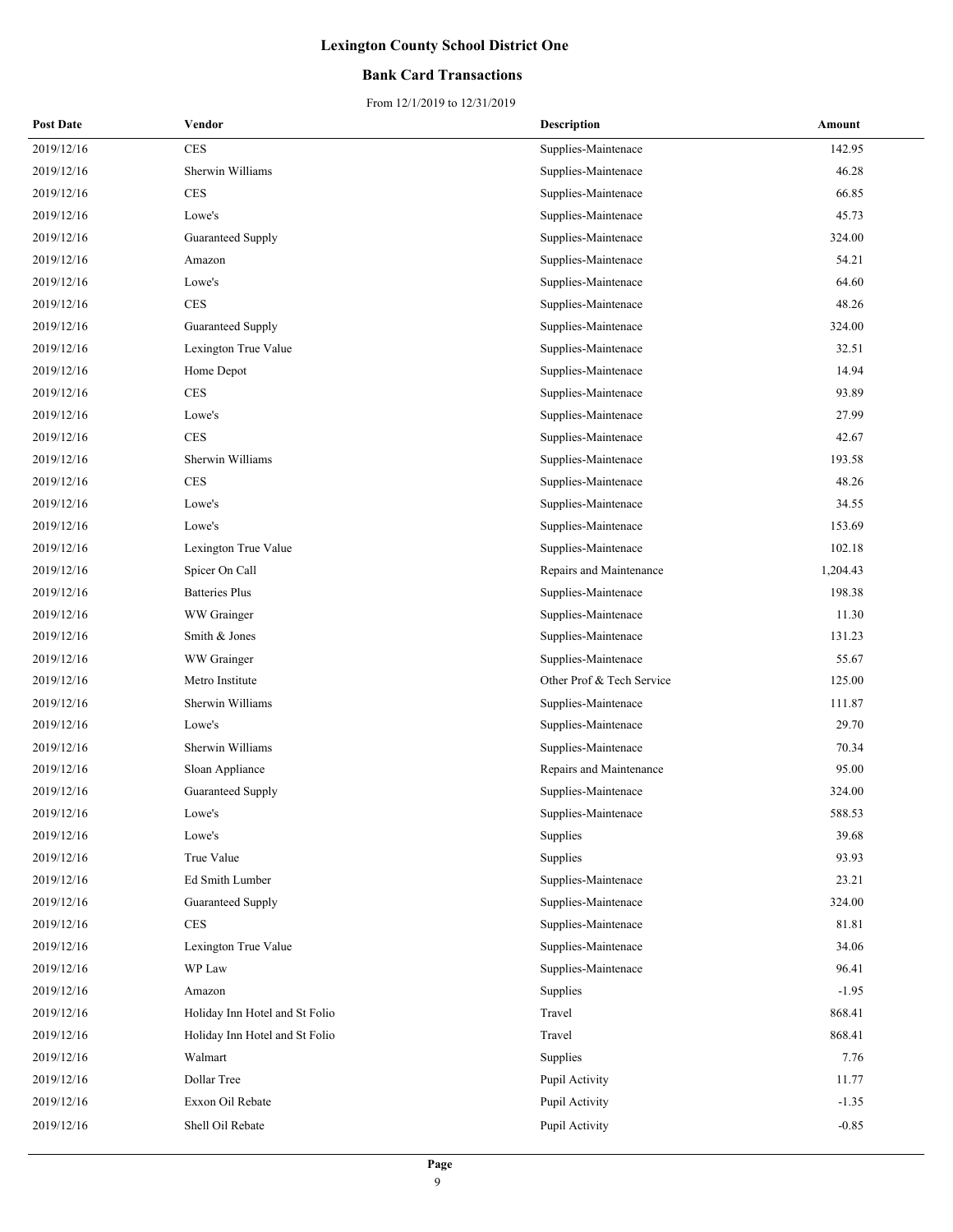# Lexington County School District One

## Bank Card Transactions

From 12/1/2019 to 12/31/2019

| Post Date | Vendor | Description | Amount |
|---|---|---|---|
| 2019/12/16 | CES | Supplies-Maintenace | 142.95 |
| 2019/12/16 | Sherwin Williams | Supplies-Maintenace | 46.28 |
| 2019/12/16 | CES | Supplies-Maintenace | 66.85 |
| 2019/12/16 | Lowe's | Supplies-Maintenace | 45.73 |
| 2019/12/16 | Guaranteed Supply | Supplies-Maintenace | 324.00 |
| 2019/12/16 | Amazon | Supplies-Maintenace | 54.21 |
| 2019/12/16 | Lowe's | Supplies-Maintenace | 64.60 |
| 2019/12/16 | CES | Supplies-Maintenace | 48.26 |
| 2019/12/16 | Guaranteed Supply | Supplies-Maintenace | 324.00 |
| 2019/12/16 | Lexington True Value | Supplies-Maintenace | 32.51 |
| 2019/12/16 | Home Depot | Supplies-Maintenace | 14.94 |
| 2019/12/16 | CES | Supplies-Maintenace | 93.89 |
| 2019/12/16 | Lowe's | Supplies-Maintenace | 27.99 |
| 2019/12/16 | CES | Supplies-Maintenace | 42.67 |
| 2019/12/16 | Sherwin Williams | Supplies-Maintenace | 193.58 |
| 2019/12/16 | CES | Supplies-Maintenace | 48.26 |
| 2019/12/16 | Lowe's | Supplies-Maintenace | 34.55 |
| 2019/12/16 | Lowe's | Supplies-Maintenace | 153.69 |
| 2019/12/16 | Lexington True Value | Supplies-Maintenace | 102.18 |
| 2019/12/16 | Spicer On Call | Repairs and Maintenance | 1,204.43 |
| 2019/12/16 | Batteries Plus | Supplies-Maintenace | 198.38 |
| 2019/12/16 | WW Grainger | Supplies-Maintenace | 11.30 |
| 2019/12/16 | Smith & Jones | Supplies-Maintenace | 131.23 |
| 2019/12/16 | WW Grainger | Supplies-Maintenace | 55.67 |
| 2019/12/16 | Metro Institute | Other Prof & Tech Service | 125.00 |
| 2019/12/16 | Sherwin Williams | Supplies-Maintenace | 111.87 |
| 2019/12/16 | Lowe's | Supplies-Maintenace | 29.70 |
| 2019/12/16 | Sherwin Williams | Supplies-Maintenace | 70.34 |
| 2019/12/16 | Sloan Appliance | Repairs and Maintenance | 95.00 |
| 2019/12/16 | Guaranteed Supply | Supplies-Maintenace | 324.00 |
| 2019/12/16 | Lowe's | Supplies-Maintenace | 588.53 |
| 2019/12/16 | Lowe's | Supplies | 39.68 |
| 2019/12/16 | True Value | Supplies | 93.93 |
| 2019/12/16 | Ed Smith Lumber | Supplies-Maintenace | 23.21 |
| 2019/12/16 | Guaranteed Supply | Supplies-Maintenace | 324.00 |
| 2019/12/16 | CES | Supplies-Maintenace | 81.81 |
| 2019/12/16 | Lexington True Value | Supplies-Maintenace | 34.06 |
| 2019/12/16 | WP Law | Supplies-Maintenace | 96.41 |
| 2019/12/16 | Amazon | Supplies | -1.95 |
| 2019/12/16 | Holiday Inn Hotel and St Folio | Travel | 868.41 |
| 2019/12/16 | Holiday Inn Hotel and St Folio | Travel | 868.41 |
| 2019/12/16 | Walmart | Supplies | 7.76 |
| 2019/12/16 | Dollar Tree | Pupil Activity | 11.77 |
| 2019/12/16 | Exxon Oil Rebate | Pupil Activity | -1.35 |
| 2019/12/16 | Shell Oil Rebate | Pupil Activity | -0.85 |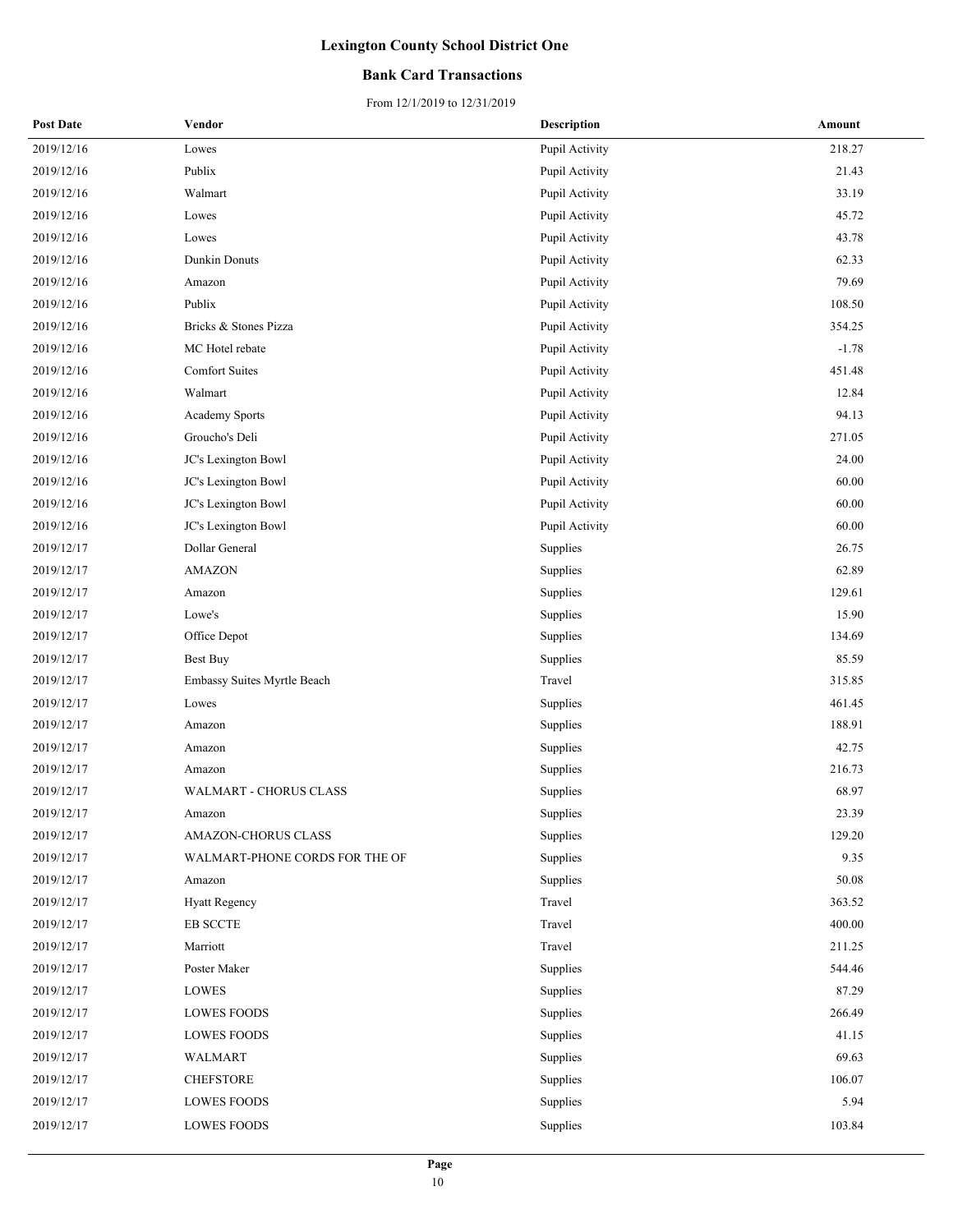# Lexington County School District One

## Bank Card Transactions

From 12/1/2019 to 12/31/2019

| Post Date | Vendor | Description | Amount |
|---|---|---|---|
| 2019/12/16 | Lowes | Pupil Activity | 218.27 |
| 2019/12/16 | Publix | Pupil Activity | 21.43 |
| 2019/12/16 | Walmart | Pupil Activity | 33.19 |
| 2019/12/16 | Lowes | Pupil Activity | 45.72 |
| 2019/12/16 | Lowes | Pupil Activity | 43.78 |
| 2019/12/16 | Dunkin Donuts | Pupil Activity | 62.33 |
| 2019/12/16 | Amazon | Pupil Activity | 79.69 |
| 2019/12/16 | Publix | Pupil Activity | 108.50 |
| 2019/12/16 | Bricks & Stones Pizza | Pupil Activity | 354.25 |
| 2019/12/16 | MC Hotel rebate | Pupil Activity | -1.78 |
| 2019/12/16 | Comfort Suites | Pupil Activity | 451.48 |
| 2019/12/16 | Walmart | Pupil Activity | 12.84 |
| 2019/12/16 | Academy Sports | Pupil Activity | 94.13 |
| 2019/12/16 | Groucho's Deli | Pupil Activity | 271.05 |
| 2019/12/16 | JC's Lexington Bowl | Pupil Activity | 24.00 |
| 2019/12/16 | JC's Lexington Bowl | Pupil Activity | 60.00 |
| 2019/12/16 | JC's Lexington Bowl | Pupil Activity | 60.00 |
| 2019/12/16 | JC's Lexington Bowl | Pupil Activity | 60.00 |
| 2019/12/17 | Dollar General | Supplies | 26.75 |
| 2019/12/17 | AMAZON | Supplies | 62.89 |
| 2019/12/17 | Amazon | Supplies | 129.61 |
| 2019/12/17 | Lowe's | Supplies | 15.90 |
| 2019/12/17 | Office Depot | Supplies | 134.69 |
| 2019/12/17 | Best Buy | Supplies | 85.59 |
| 2019/12/17 | Embassy Suites Myrtle Beach | Travel | 315.85 |
| 2019/12/17 | Lowes | Supplies | 461.45 |
| 2019/12/17 | Amazon | Supplies | 188.91 |
| 2019/12/17 | Amazon | Supplies | 42.75 |
| 2019/12/17 | Amazon | Supplies | 216.73 |
| 2019/12/17 | WALMART - CHORUS CLASS | Supplies | 68.97 |
| 2019/12/17 | Amazon | Supplies | 23.39 |
| 2019/12/17 | AMAZON-CHORUS CLASS | Supplies | 129.20 |
| 2019/12/17 | WALMART-PHONE CORDS FOR THE OF | Supplies | 9.35 |
| 2019/12/17 | Amazon | Supplies | 50.08 |
| 2019/12/17 | Hyatt Regency | Travel | 363.52 |
| 2019/12/17 | EB SCCTE | Travel | 400.00 |
| 2019/12/17 | Marriott | Travel | 211.25 |
| 2019/12/17 | Poster Maker | Supplies | 544.46 |
| 2019/12/17 | LOWES | Supplies | 87.29 |
| 2019/12/17 | LOWES FOODS | Supplies | 266.49 |
| 2019/12/17 | LOWES FOODS | Supplies | 41.15 |
| 2019/12/17 | WALMART | Supplies | 69.63 |
| 2019/12/17 | CHEFSTORE | Supplies | 106.07 |
| 2019/12/17 | LOWES FOODS | Supplies | 5.94 |
| 2019/12/17 | LOWES FOODS | Supplies | 103.84 |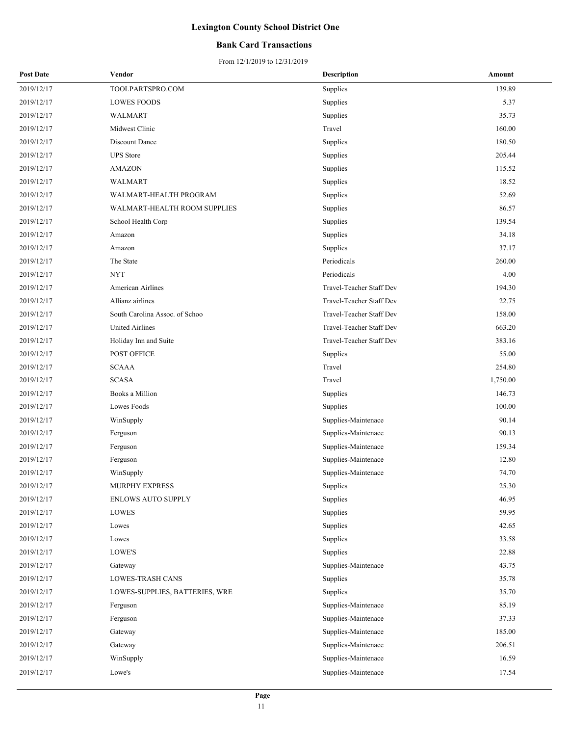# Lexington County School District One

## Bank Card Transactions

From 12/1/2019 to 12/31/2019

| Post Date | Vendor | Description | Amount |
|---|---|---|---|
| 2019/12/17 | TOOLPARTSPRO.COM | Supplies | 139.89 |
| 2019/12/17 | LOWES FOODS | Supplies | 5.37 |
| 2019/12/17 | WALMART | Supplies | 35.73 |
| 2019/12/17 | Midwest Clinic | Travel | 160.00 |
| 2019/12/17 | Discount Dance | Supplies | 180.50 |
| 2019/12/17 | UPS Store | Supplies | 205.44 |
| 2019/12/17 | AMAZON | Supplies | 115.52 |
| 2019/12/17 | WALMART | Supplies | 18.52 |
| 2019/12/17 | WALMART-HEALTH PROGRAM | Supplies | 52.69 |
| 2019/12/17 | WALMART-HEALTH ROOM SUPPLIES | Supplies | 86.57 |
| 2019/12/17 | School Health Corp | Supplies | 139.54 |
| 2019/12/17 | Amazon | Supplies | 34.18 |
| 2019/12/17 | Amazon | Supplies | 37.17 |
| 2019/12/17 | The State | Periodicals | 260.00 |
| 2019/12/17 | NYT | Periodicals | 4.00 |
| 2019/12/17 | American Airlines | Travel-Teacher Staff Dev | 194.30 |
| 2019/12/17 | Allianz airlines | Travel-Teacher Staff Dev | 22.75 |
| 2019/12/17 | South Carolina Assoc. of Schoo | Travel-Teacher Staff Dev | 158.00 |
| 2019/12/17 | United Airlines | Travel-Teacher Staff Dev | 663.20 |
| 2019/12/17 | Holiday Inn and Suite | Travel-Teacher Staff Dev | 383.16 |
| 2019/12/17 | POST OFFICE | Supplies | 55.00 |
| 2019/12/17 | SCAAA | Travel | 254.80 |
| 2019/12/17 | SCASA | Travel | 1,750.00 |
| 2019/12/17 | Books a Million | Supplies | 146.73 |
| 2019/12/17 | Lowes Foods | Supplies | 100.00 |
| 2019/12/17 | WinSupply | Supplies-Maintenace | 90.14 |
| 2019/12/17 | Ferguson | Supplies-Maintenace | 90.13 |
| 2019/12/17 | Ferguson | Supplies-Maintenace | 159.34 |
| 2019/12/17 | Ferguson | Supplies-Maintenace | 12.80 |
| 2019/12/17 | WinSupply | Supplies-Maintenace | 74.70 |
| 2019/12/17 | MURPHY EXPRESS | Supplies | 25.30 |
| 2019/12/17 | ENLOWS AUTO SUPPLY | Supplies | 46.95 |
| 2019/12/17 | LOWES | Supplies | 59.95 |
| 2019/12/17 | Lowes | Supplies | 42.65 |
| 2019/12/17 | Lowes | Supplies | 33.58 |
| 2019/12/17 | LOWE'S | Supplies | 22.88 |
| 2019/12/17 | Gateway | Supplies-Maintenace | 43.75 |
| 2019/12/17 | LOWES-TRASH CANS | Supplies | 35.78 |
| 2019/12/17 | LOWES-SUPPLIES, BATTERIES, WRE | Supplies | 35.70 |
| 2019/12/17 | Ferguson | Supplies-Maintenace | 85.19 |
| 2019/12/17 | Ferguson | Supplies-Maintenace | 37.33 |
| 2019/12/17 | Gateway | Supplies-Maintenace | 185.00 |
| 2019/12/17 | Gateway | Supplies-Maintenace | 206.51 |
| 2019/12/17 | WinSupply | Supplies-Maintenace | 16.59 |
| 2019/12/17 | Lowe's | Supplies-Maintenace | 17.54 |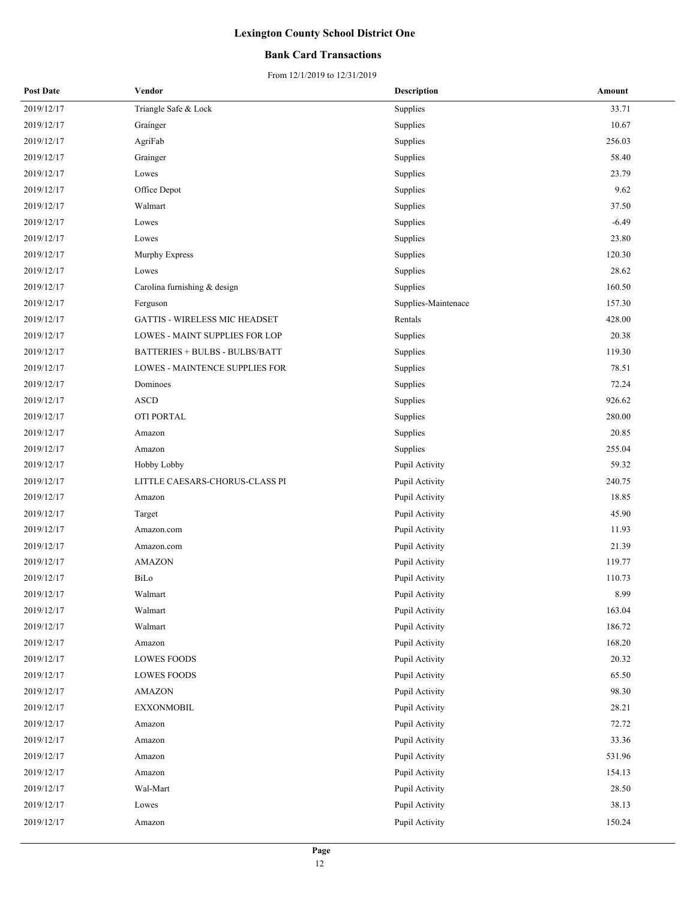# Lexington County School District One

## Bank Card Transactions

From 12/1/2019 to 12/31/2019

| Post Date | Vendor | Description | Amount |
|---|---|---|---|
| 2019/12/17 | Triangle Safe & Lock | Supplies | 33.71 |
| 2019/12/17 | Grainger | Supplies | 10.67 |
| 2019/12/17 | AgriFab | Supplies | 256.03 |
| 2019/12/17 | Grainger | Supplies | 58.40 |
| 2019/12/17 | Lowes | Supplies | 23.79 |
| 2019/12/17 | Office Depot | Supplies | 9.62 |
| 2019/12/17 | Walmart | Supplies | 37.50 |
| 2019/12/17 | Lowes | Supplies | -6.49 |
| 2019/12/17 | Lowes | Supplies | 23.80 |
| 2019/12/17 | Murphy Express | Supplies | 120.30 |
| 2019/12/17 | Lowes | Supplies | 28.62 |
| 2019/12/17 | Carolina furnishing & design | Supplies | 160.50 |
| 2019/12/17 | Ferguson | Supplies-Maintenace | 157.30 |
| 2019/12/17 | GATTIS - WIRELESS MIC HEADSET | Rentals | 428.00 |
| 2019/12/17 | LOWES - MAINT SUPPLIES FOR LOP | Supplies | 20.38 |
| 2019/12/17 | BATTERIES + BULBS - BULBS/BATT | Supplies | 119.30 |
| 2019/12/17 | LOWES - MAINTENCE SUPPLIES FOR | Supplies | 78.51 |
| 2019/12/17 | Dominoes | Supplies | 72.24 |
| 2019/12/17 | ASCD | Supplies | 926.62 |
| 2019/12/17 | OTI PORTAL | Supplies | 280.00 |
| 2019/12/17 | Amazon | Supplies | 20.85 |
| 2019/12/17 | Amazon | Supplies | 255.04 |
| 2019/12/17 | Hobby Lobby | Pupil Activity | 59.32 |
| 2019/12/17 | LITTLE CAESARS-CHORUS-CLASS PI | Pupil Activity | 240.75 |
| 2019/12/17 | Amazon | Pupil Activity | 18.85 |
| 2019/12/17 | Target | Pupil Activity | 45.90 |
| 2019/12/17 | Amazon.com | Pupil Activity | 11.93 |
| 2019/12/17 | Amazon.com | Pupil Activity | 21.39 |
| 2019/12/17 | AMAZON | Pupil Activity | 119.77 |
| 2019/12/17 | BiLo | Pupil Activity | 110.73 |
| 2019/12/17 | Walmart | Pupil Activity | 8.99 |
| 2019/12/17 | Walmart | Pupil Activity | 163.04 |
| 2019/12/17 | Walmart | Pupil Activity | 186.72 |
| 2019/12/17 | Amazon | Pupil Activity | 168.20 |
| 2019/12/17 | LOWES FOODS | Pupil Activity | 20.32 |
| 2019/12/17 | LOWES FOODS | Pupil Activity | 65.50 |
| 2019/12/17 | AMAZON | Pupil Activity | 98.30 |
| 2019/12/17 | EXXONMOBIL | Pupil Activity | 28.21 |
| 2019/12/17 | Amazon | Pupil Activity | 72.72 |
| 2019/12/17 | Amazon | Pupil Activity | 33.36 |
| 2019/12/17 | Amazon | Pupil Activity | 531.96 |
| 2019/12/17 | Amazon | Pupil Activity | 154.13 |
| 2019/12/17 | Wal-Mart | Pupil Activity | 28.50 |
| 2019/12/17 | Lowes | Pupil Activity | 38.13 |
| 2019/12/17 | Amazon | Pupil Activity | 150.24 |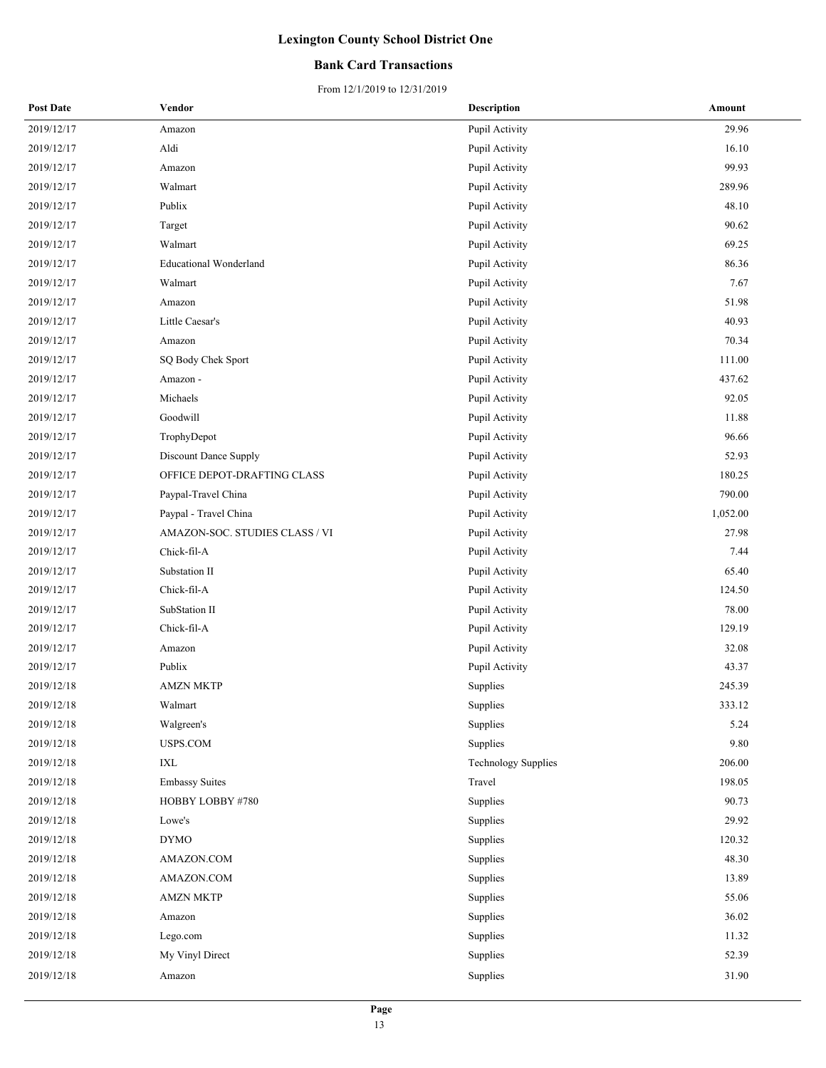# Lexington County School District One

## Bank Card Transactions

From 12/1/2019 to 12/31/2019

| Post Date | Vendor | Description | Amount |
|---|---|---|---|
| 2019/12/17 | Amazon | Pupil Activity | 29.96 |
| 2019/12/17 | Aldi | Pupil Activity | 16.10 |
| 2019/12/17 | Amazon | Pupil Activity | 99.93 |
| 2019/12/17 | Walmart | Pupil Activity | 289.96 |
| 2019/12/17 | Publix | Pupil Activity | 48.10 |
| 2019/12/17 | Target | Pupil Activity | 90.62 |
| 2019/12/17 | Walmart | Pupil Activity | 69.25 |
| 2019/12/17 | Educational Wonderland | Pupil Activity | 86.36 |
| 2019/12/17 | Walmart | Pupil Activity | 7.67 |
| 2019/12/17 | Amazon | Pupil Activity | 51.98 |
| 2019/12/17 | Little Caesar's | Pupil Activity | 40.93 |
| 2019/12/17 | Amazon | Pupil Activity | 70.34 |
| 2019/12/17 | SQ Body Chek Sport | Pupil Activity | 111.00 |
| 2019/12/17 | Amazon - | Pupil Activity | 437.62 |
| 2019/12/17 | Michaels | Pupil Activity | 92.05 |
| 2019/12/17 | Goodwill | Pupil Activity | 11.88 |
| 2019/12/17 | TrophyDepot | Pupil Activity | 96.66 |
| 2019/12/17 | Discount Dance Supply | Pupil Activity | 52.93 |
| 2019/12/17 | OFFICE DEPOT-DRAFTING CLASS | Pupil Activity | 180.25 |
| 2019/12/17 | Paypal-Travel China | Pupil Activity | 790.00 |
| 2019/12/17 | Paypal - Travel China | Pupil Activity | 1,052.00 |
| 2019/12/17 | AMAZON-SOC. STUDIES CLASS / VI | Pupil Activity | 27.98 |
| 2019/12/17 | Chick-fil-A | Pupil Activity | 7.44 |
| 2019/12/17 | Substation II | Pupil Activity | 65.40 |
| 2019/12/17 | Chick-fil-A | Pupil Activity | 124.50 |
| 2019/12/17 | SubStation II | Pupil Activity | 78.00 |
| 2019/12/17 | Chick-fil-A | Pupil Activity | 129.19 |
| 2019/12/17 | Amazon | Pupil Activity | 32.08 |
| 2019/12/17 | Publix | Pupil Activity | 43.37 |
| 2019/12/18 | AMZN MKTP | Supplies | 245.39 |
| 2019/12/18 | Walmart | Supplies | 333.12 |
| 2019/12/18 | Walgreen's | Supplies | 5.24 |
| 2019/12/18 | USPS.COM | Supplies | 9.80 |
| 2019/12/18 | IXL | Technology Supplies | 206.00 |
| 2019/12/18 | Embassy Suites | Travel | 198.05 |
| 2019/12/18 | HOBBY LOBBY #780 | Supplies | 90.73 |
| 2019/12/18 | Lowe's | Supplies | 29.92 |
| 2019/12/18 | DYMO | Supplies | 120.32 |
| 2019/12/18 | AMAZON.COM | Supplies | 48.30 |
| 2019/12/18 | AMAZON.COM | Supplies | 13.89 |
| 2019/12/18 | AMZN MKTP | Supplies | 55.06 |
| 2019/12/18 | Amazon | Supplies | 36.02 |
| 2019/12/18 | Lego.com | Supplies | 11.32 |
| 2019/12/18 | My Vinyl Direct | Supplies | 52.39 |
| 2019/12/18 | Amazon | Supplies | 31.90 |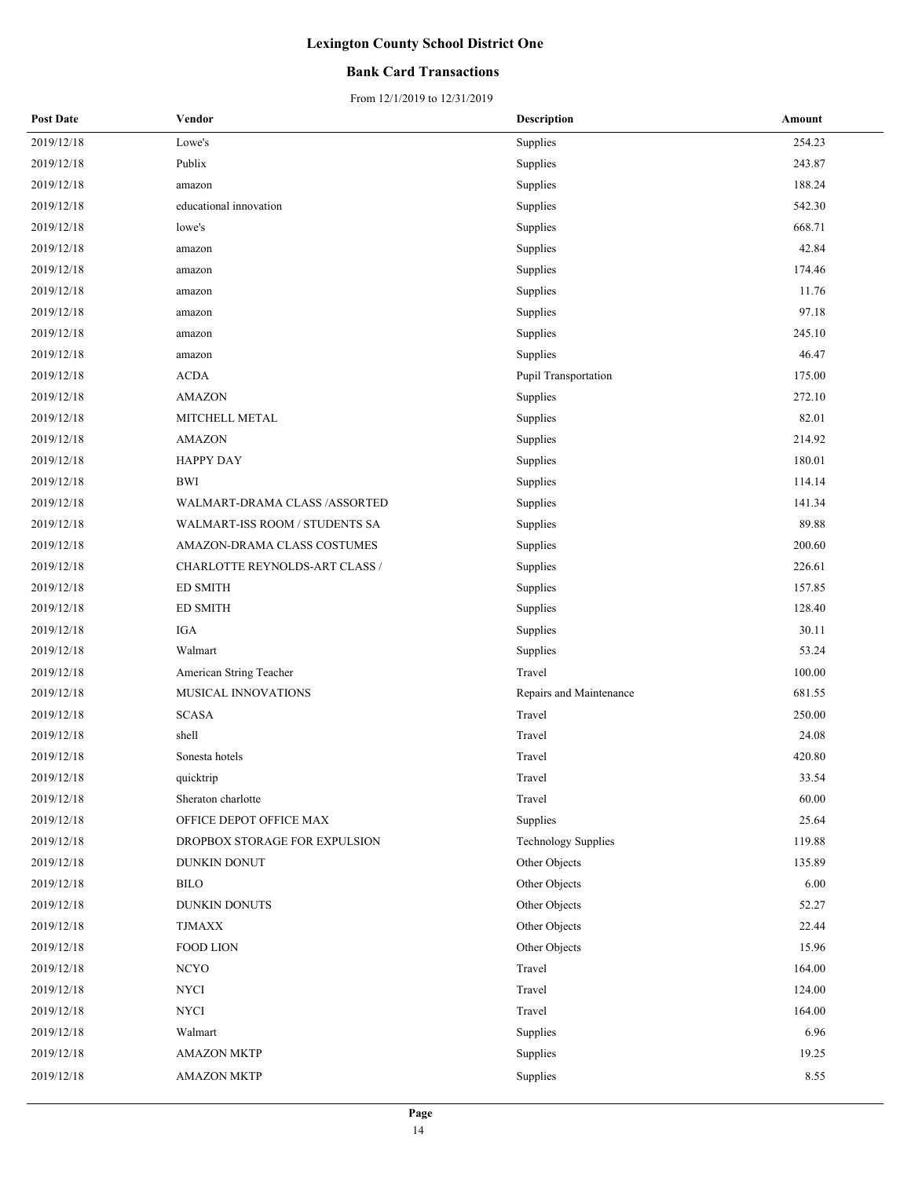# Lexington County School District One

## Bank Card Transactions

From 12/1/2019 to 12/31/2019

| Post Date | Vendor | Description | Amount |
|---|---|---|---|
| 2019/12/18 | Lowe's | Supplies | 254.23 |
| 2019/12/18 | Publix | Supplies | 243.87 |
| 2019/12/18 | amazon | Supplies | 188.24 |
| 2019/12/18 | educational innovation | Supplies | 542.30 |
| 2019/12/18 | lowe's | Supplies | 668.71 |
| 2019/12/18 | amazon | Supplies | 42.84 |
| 2019/12/18 | amazon | Supplies | 174.46 |
| 2019/12/18 | amazon | Supplies | 11.76 |
| 2019/12/18 | amazon | Supplies | 97.18 |
| 2019/12/18 | amazon | Supplies | 245.10 |
| 2019/12/18 | amazon | Supplies | 46.47 |
| 2019/12/18 | ACDA | Pupil Transportation | 175.00 |
| 2019/12/18 | AMAZON | Supplies | 272.10 |
| 2019/12/18 | MITCHELL METAL | Supplies | 82.01 |
| 2019/12/18 | AMAZON | Supplies | 214.92 |
| 2019/12/18 | HAPPY DAY | Supplies | 180.01 |
| 2019/12/18 | BWI | Supplies | 114.14 |
| 2019/12/18 | WALMART-DRAMA CLASS /ASSORTED | Supplies | 141.34 |
| 2019/12/18 | WALMART-ISS ROOM / STUDENTS SA | Supplies | 89.88 |
| 2019/12/18 | AMAZON-DRAMA CLASS COSTUMES | Supplies | 200.60 |
| 2019/12/18 | CHARLOTTE REYNOLDS-ART CLASS / | Supplies | 226.61 |
| 2019/12/18 | ED SMITH | Supplies | 157.85 |
| 2019/12/18 | ED SMITH | Supplies | 128.40 |
| 2019/12/18 | IGA | Supplies | 30.11 |
| 2019/12/18 | Walmart | Supplies | 53.24 |
| 2019/12/18 | American String Teacher | Travel | 100.00 |
| 2019/12/18 | MUSICAL INNOVATIONS | Repairs and Maintenance | 681.55 |
| 2019/12/18 | SCASA | Travel | 250.00 |
| 2019/12/18 | shell | Travel | 24.08 |
| 2019/12/18 | Sonesta hotels | Travel | 420.80 |
| 2019/12/18 | quicktrip | Travel | 33.54 |
| 2019/12/18 | Sheraton charlotte | Travel | 60.00 |
| 2019/12/18 | OFFICE DEPOT OFFICE MAX | Supplies | 25.64 |
| 2019/12/18 | DROPBOX STORAGE FOR EXPULSION | Technology Supplies | 119.88 |
| 2019/12/18 | DUNKIN DONUT | Other Objects | 135.89 |
| 2019/12/18 | BILO | Other Objects | 6.00 |
| 2019/12/18 | DUNKIN DONUTS | Other Objects | 52.27 |
| 2019/12/18 | TJMAXX | Other Objects | 22.44 |
| 2019/12/18 | FOOD LION | Other Objects | 15.96 |
| 2019/12/18 | NCYO | Travel | 164.00 |
| 2019/12/18 | NYCI | Travel | 124.00 |
| 2019/12/18 | NYCI | Travel | 164.00 |
| 2019/12/18 | Walmart | Supplies | 6.96 |
| 2019/12/18 | AMAZON MKTP | Supplies | 19.25 |
| 2019/12/18 | AMAZON MKTP | Supplies | 8.55 |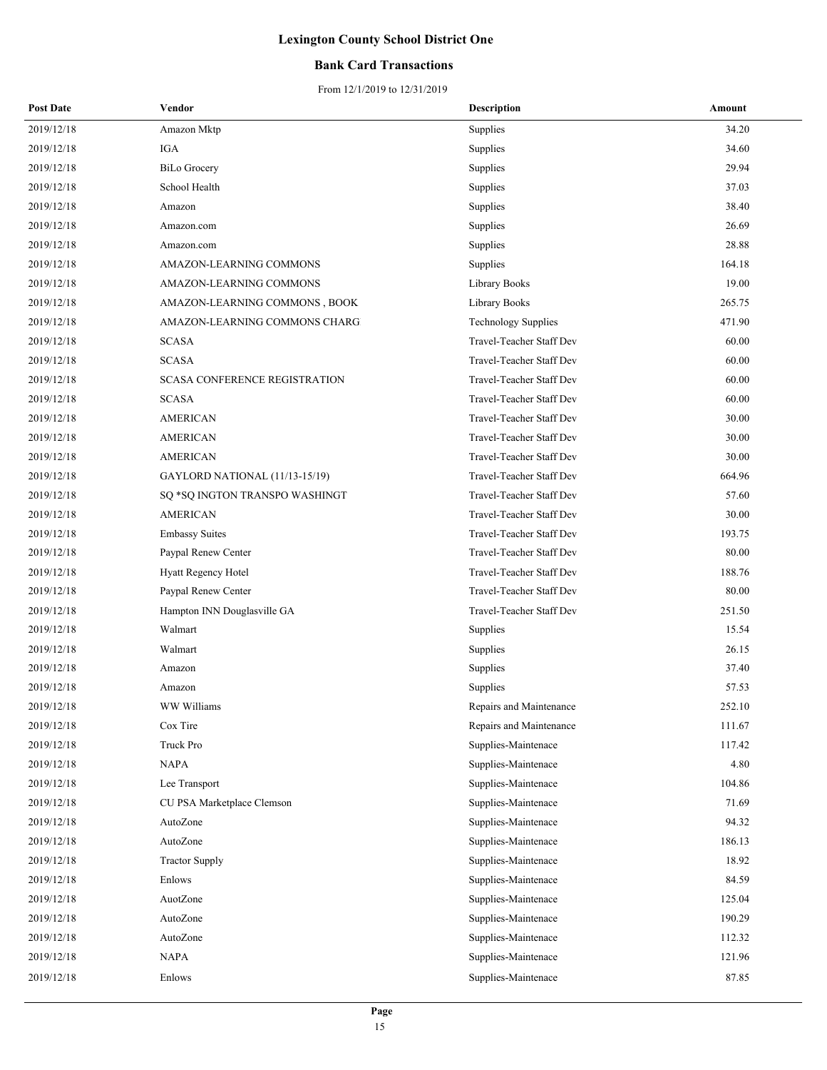# Lexington County School District One

## Bank Card Transactions

From 12/1/2019 to 12/31/2019

| Post Date | Vendor | Description | Amount |
| --- | --- | --- | --- |
| 2019/12/18 | Amazon Mktp | Supplies | 34.20 |
| 2019/12/18 | IGA | Supplies | 34.60 |
| 2019/12/18 | BiLo Grocery | Supplies | 29.94 |
| 2019/12/18 | School Health | Supplies | 37.03 |
| 2019/12/18 | Amazon | Supplies | 38.40 |
| 2019/12/18 | Amazon.com | Supplies | 26.69 |
| 2019/12/18 | Amazon.com | Supplies | 28.88 |
| 2019/12/18 | AMAZON-LEARNING COMMONS | Supplies | 164.18 |
| 2019/12/18 | AMAZON-LEARNING COMMONS | Library Books | 19.00 |
| 2019/12/18 | AMAZON-LEARNING COMMONS , BOOK | Library Books | 265.75 |
| 2019/12/18 | AMAZON-LEARNING COMMONS CHARG | Technology Supplies | 471.90 |
| 2019/12/18 | SCASA | Travel-Teacher Staff Dev | 60.00 |
| 2019/12/18 | SCASA | Travel-Teacher Staff Dev | 60.00 |
| 2019/12/18 | SCASA CONFERENCE REGISTRATION | Travel-Teacher Staff Dev | 60.00 |
| 2019/12/18 | SCASA | Travel-Teacher Staff Dev | 60.00 |
| 2019/12/18 | AMERICAN | Travel-Teacher Staff Dev | 30.00 |
| 2019/12/18 | AMERICAN | Travel-Teacher Staff Dev | 30.00 |
| 2019/12/18 | AMERICAN | Travel-Teacher Staff Dev | 30.00 |
| 2019/12/18 | GAYLORD NATIONAL (11/13-15/19) | Travel-Teacher Staff Dev | 664.96 |
| 2019/12/18 | SQ *SQ INGTON TRANSPO WASHINGT | Travel-Teacher Staff Dev | 57.60 |
| 2019/12/18 | AMERICAN | Travel-Teacher Staff Dev | 30.00 |
| 2019/12/18 | Embassy Suites | Travel-Teacher Staff Dev | 193.75 |
| 2019/12/18 | Paypal Renew Center | Travel-Teacher Staff Dev | 80.00 |
| 2019/12/18 | Hyatt Regency Hotel | Travel-Teacher Staff Dev | 188.76 |
| 2019/12/18 | Paypal Renew Center | Travel-Teacher Staff Dev | 80.00 |
| 2019/12/18 | Hampton INN Douglasville GA | Travel-Teacher Staff Dev | 251.50 |
| 2019/12/18 | Walmart | Supplies | 15.54 |
| 2019/12/18 | Walmart | Supplies | 26.15 |
| 2019/12/18 | Amazon | Supplies | 37.40 |
| 2019/12/18 | Amazon | Supplies | 57.53 |
| 2019/12/18 | WW Williams | Repairs and Maintenance | 252.10 |
| 2019/12/18 | Cox Tire | Repairs and Maintenance | 111.67 |
| 2019/12/18 | Truck Pro | Supplies-Maintenace | 117.42 |
| 2019/12/18 | NAPA | Supplies-Maintenace | 4.80 |
| 2019/12/18 | Lee Transport | Supplies-Maintenace | 104.86 |
| 2019/12/18 | CU PSA Marketplace Clemson | Supplies-Maintenace | 71.69 |
| 2019/12/18 | AutoZone | Supplies-Maintenace | 94.32 |
| 2019/12/18 | AutoZone | Supplies-Maintenace | 186.13 |
| 2019/12/18 | Tractor Supply | Supplies-Maintenace | 18.92 |
| 2019/12/18 | Enlows | Supplies-Maintenace | 84.59 |
| 2019/12/18 | AuotZone | Supplies-Maintenace | 125.04 |
| 2019/12/18 | AutoZone | Supplies-Maintenace | 190.29 |
| 2019/12/18 | AutoZone | Supplies-Maintenace | 112.32 |
| 2019/12/18 | NAPA | Supplies-Maintenace | 121.96 |
| 2019/12/18 | Enlows | Supplies-Maintenace | 87.85 |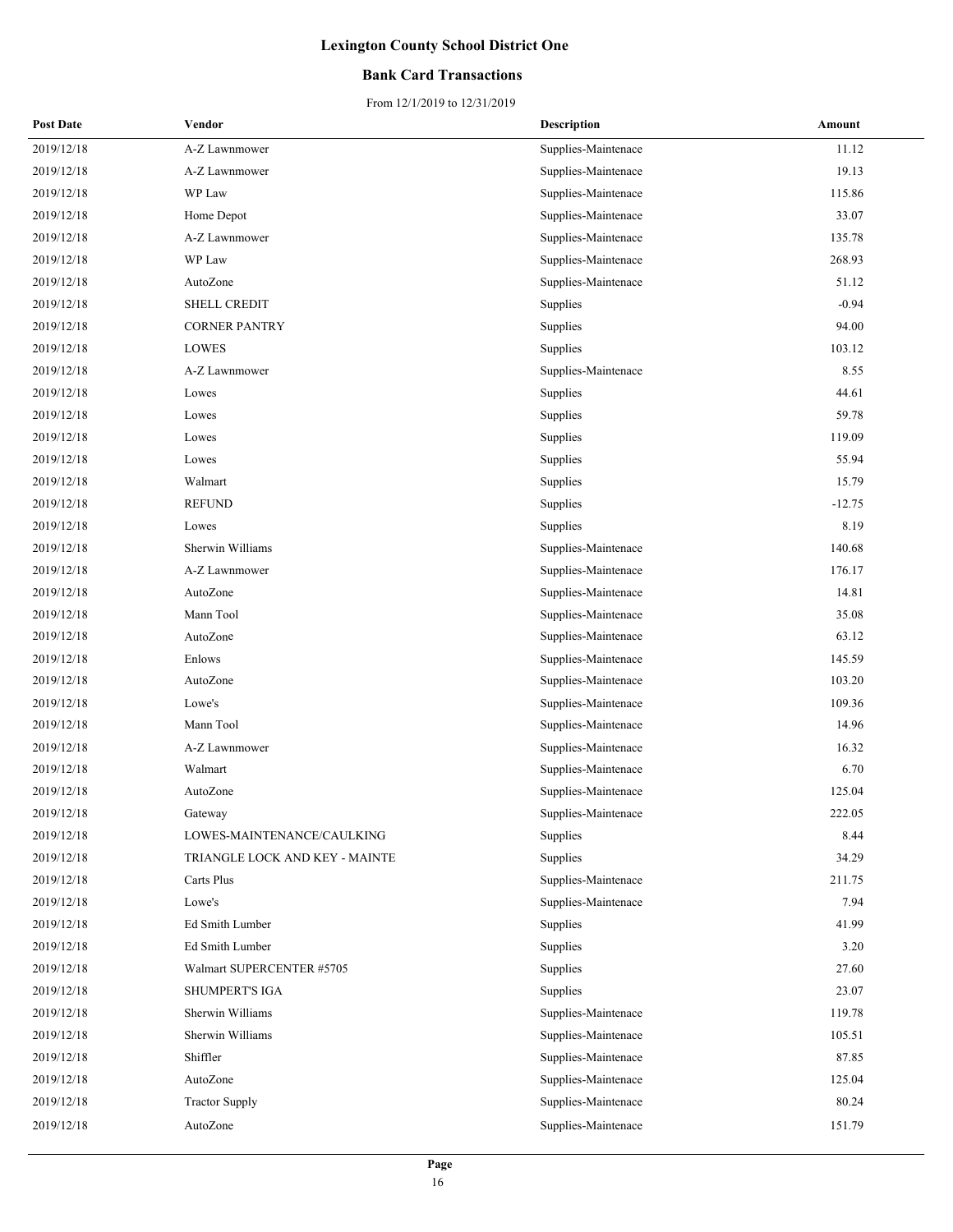# Lexington County School District One

## Bank Card Transactions

From 12/1/2019 to 12/31/2019

| Post Date | Vendor | Description | Amount |
|---|---|---|---|
| 2019/12/18 | A-Z Lawnmower | Supplies-Maintenace | 11.12 |
| 2019/12/18 | A-Z Lawnmower | Supplies-Maintenace | 19.13 |
| 2019/12/18 | WP Law | Supplies-Maintenace | 115.86 |
| 2019/12/18 | Home Depot | Supplies-Maintenace | 33.07 |
| 2019/12/18 | A-Z Lawnmower | Supplies-Maintenace | 135.78 |
| 2019/12/18 | WP Law | Supplies-Maintenace | 268.93 |
| 2019/12/18 | AutoZone | Supplies-Maintenace | 51.12 |
| 2019/12/18 | SHELL CREDIT | Supplies | -0.94 |
| 2019/12/18 | CORNER PANTRY | Supplies | 94.00 |
| 2019/12/18 | LOWES | Supplies | 103.12 |
| 2019/12/18 | A-Z Lawnmower | Supplies-Maintenace | 8.55 |
| 2019/12/18 | Lowes | Supplies | 44.61 |
| 2019/12/18 | Lowes | Supplies | 59.78 |
| 2019/12/18 | Lowes | Supplies | 119.09 |
| 2019/12/18 | Lowes | Supplies | 55.94 |
| 2019/12/18 | Walmart | Supplies | 15.79 |
| 2019/12/18 | REFUND | Supplies | -12.75 |
| 2019/12/18 | Lowes | Supplies | 8.19 |
| 2019/12/18 | Sherwin Williams | Supplies-Maintenace | 140.68 |
| 2019/12/18 | A-Z Lawnmower | Supplies-Maintenace | 176.17 |
| 2019/12/18 | AutoZone | Supplies-Maintenace | 14.81 |
| 2019/12/18 | Mann Tool | Supplies-Maintenace | 35.08 |
| 2019/12/18 | AutoZone | Supplies-Maintenace | 63.12 |
| 2019/12/18 | Enlows | Supplies-Maintenace | 145.59 |
| 2019/12/18 | AutoZone | Supplies-Maintenace | 103.20 |
| 2019/12/18 | Lowe's | Supplies-Maintenace | 109.36 |
| 2019/12/18 | Mann Tool | Supplies-Maintenace | 14.96 |
| 2019/12/18 | A-Z Lawnmower | Supplies-Maintenace | 16.32 |
| 2019/12/18 | Walmart | Supplies-Maintenace | 6.70 |
| 2019/12/18 | AutoZone | Supplies-Maintenace | 125.04 |
| 2019/12/18 | Gateway | Supplies-Maintenace | 222.05 |
| 2019/12/18 | LOWES-MAINTENANCE/CAULKING | Supplies | 8.44 |
| 2019/12/18 | TRIANGLE LOCK AND KEY - MAINTE | Supplies | 34.29 |
| 2019/12/18 | Carts Plus | Supplies-Maintenace | 211.75 |
| 2019/12/18 | Lowe's | Supplies-Maintenace | 7.94 |
| 2019/12/18 | Ed Smith Lumber | Supplies | 41.99 |
| 2019/12/18 | Ed Smith Lumber | Supplies | 3.20 |
| 2019/12/18 | Walmart SUPERCENTER #5705 | Supplies | 27.60 |
| 2019/12/18 | SHUMPERT'S IGA | Supplies | 23.07 |
| 2019/12/18 | Sherwin Williams | Supplies-Maintenace | 119.78 |
| 2019/12/18 | Sherwin Williams | Supplies-Maintenace | 105.51 |
| 2019/12/18 | Shiffler | Supplies-Maintenace | 87.85 |
| 2019/12/18 | AutoZone | Supplies-Maintenace | 125.04 |
| 2019/12/18 | Tractor Supply | Supplies-Maintenace | 80.24 |
| 2019/12/18 | AutoZone | Supplies-Maintenace | 151.79 |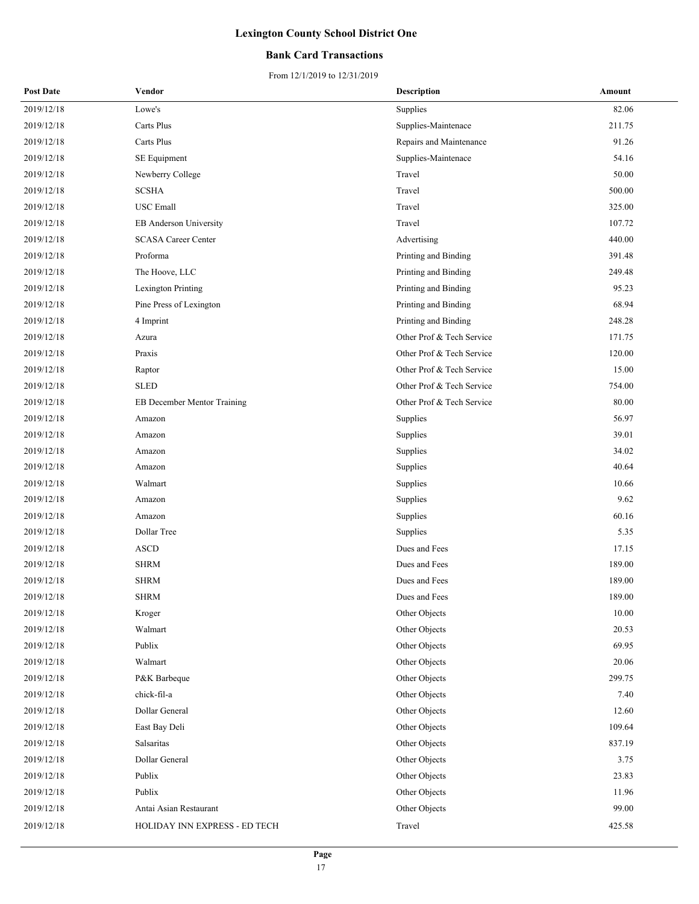# Lexington County School District One

## Bank Card Transactions

From 12/1/2019 to 12/31/2019

| Post Date | Vendor | Description | Amount |
|---|---|---|---|
| 2019/12/18 | Lowe's | Supplies | 82.06 |
| 2019/12/18 | Carts Plus | Supplies-Maintenace | 211.75 |
| 2019/12/18 | Carts Plus | Repairs and Maintenance | 91.26 |
| 2019/12/18 | SE Equipment | Supplies-Maintenace | 54.16 |
| 2019/12/18 | Newberry College | Travel | 50.00 |
| 2019/12/18 | SCSHA | Travel | 500.00 |
| 2019/12/18 | USC Emall | Travel | 325.00 |
| 2019/12/18 | EB Anderson University | Travel | 107.72 |
| 2019/12/18 | SCASA Career Center | Advertising | 440.00 |
| 2019/12/18 | Proforma | Printing and Binding | 391.48 |
| 2019/12/18 | The Hoove, LLC | Printing and Binding | 249.48 |
| 2019/12/18 | Lexington Printing | Printing and Binding | 95.23 |
| 2019/12/18 | Pine Press of Lexington | Printing and Binding | 68.94 |
| 2019/12/18 | 4 Imprint | Printing and Binding | 248.28 |
| 2019/12/18 | Azura | Other Prof & Tech Service | 171.75 |
| 2019/12/18 | Praxis | Other Prof & Tech Service | 120.00 |
| 2019/12/18 | Raptor | Other Prof & Tech Service | 15.00 |
| 2019/12/18 | SLED | Other Prof & Tech Service | 754.00 |
| 2019/12/18 | EB December Mentor Training | Other Prof & Tech Service | 80.00 |
| 2019/12/18 | Amazon | Supplies | 56.97 |
| 2019/12/18 | Amazon | Supplies | 39.01 |
| 2019/12/18 | Amazon | Supplies | 34.02 |
| 2019/12/18 | Amazon | Supplies | 40.64 |
| 2019/12/18 | Walmart | Supplies | 10.66 |
| 2019/12/18 | Amazon | Supplies | 9.62 |
| 2019/12/18 | Amazon | Supplies | 60.16 |
| 2019/12/18 | Dollar Tree | Supplies | 5.35 |
| 2019/12/18 | ASCD | Dues and Fees | 17.15 |
| 2019/12/18 | SHRM | Dues and Fees | 189.00 |
| 2019/12/18 | SHRM | Dues and Fees | 189.00 |
| 2019/12/18 | SHRM | Dues and Fees | 189.00 |
| 2019/12/18 | Kroger | Other Objects | 10.00 |
| 2019/12/18 | Walmart | Other Objects | 20.53 |
| 2019/12/18 | Publix | Other Objects | 69.95 |
| 2019/12/18 | Walmart | Other Objects | 20.06 |
| 2019/12/18 | P&K Barbeque | Other Objects | 299.75 |
| 2019/12/18 | chick-fil-a | Other Objects | 7.40 |
| 2019/12/18 | Dollar General | Other Objects | 12.60 |
| 2019/12/18 | East Bay Deli | Other Objects | 109.64 |
| 2019/12/18 | Salsaritas | Other Objects | 837.19 |
| 2019/12/18 | Dollar General | Other Objects | 3.75 |
| 2019/12/18 | Publix | Other Objects | 23.83 |
| 2019/12/18 | Publix | Other Objects | 11.96 |
| 2019/12/18 | Antai Asian Restaurant | Other Objects | 99.00 |
| 2019/12/18 | HOLIDAY INN EXPRESS - ED TECH | Travel | 425.58 |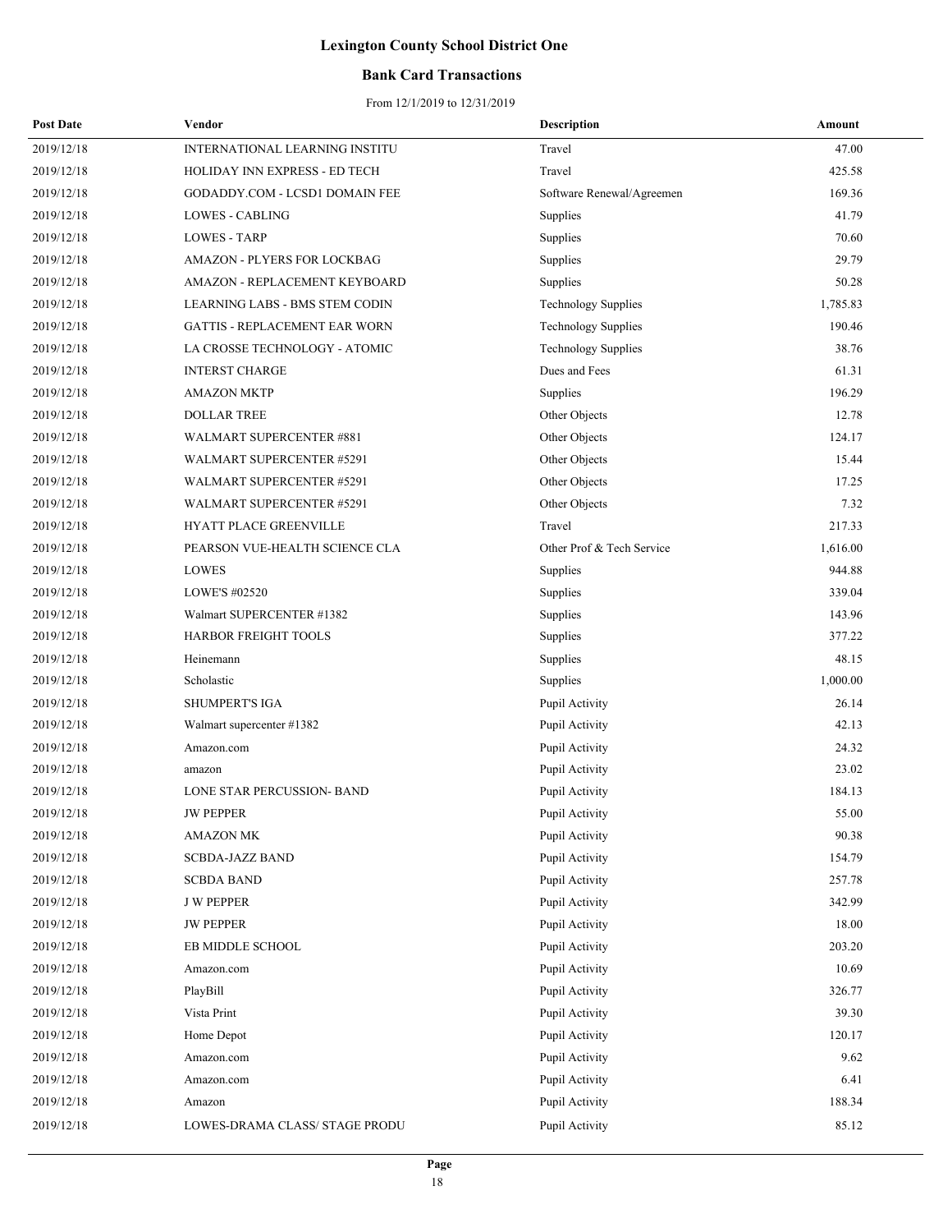# Lexington County School District One

## Bank Card Transactions

From 12/1/2019 to 12/31/2019

| Post Date | Vendor | Description | Amount |
|---|---|---|---|
| 2019/12/18 | INTERNATIONAL LEARNING INSTITU | Travel | 47.00 |
| 2019/12/18 | HOLIDAY INN EXPRESS - ED TECH | Travel | 425.58 |
| 2019/12/18 | GODADDY.COM - LCSD1 DOMAIN FEE | Software Renewal/Agreemen | 169.36 |
| 2019/12/18 | LOWES - CABLING | Supplies | 41.79 |
| 2019/12/18 | LOWES - TARP | Supplies | 70.60 |
| 2019/12/18 | AMAZON - PLYERS FOR LOCKBAG | Supplies | 29.79 |
| 2019/12/18 | AMAZON - REPLACEMENT KEYBOARD | Supplies | 50.28 |
| 2019/12/18 | LEARNING LABS - BMS STEM CODIN | Technology Supplies | 1,785.83 |
| 2019/12/18 | GATTIS - REPLACEMENT EAR WORN | Technology Supplies | 190.46 |
| 2019/12/18 | LA CROSSE TECHNOLOGY - ATOMIC | Technology Supplies | 38.76 |
| 2019/12/18 | INTERST CHARGE | Dues and Fees | 61.31 |
| 2019/12/18 | AMAZON MKTP | Supplies | 196.29 |
| 2019/12/18 | DOLLAR TREE | Other Objects | 12.78 |
| 2019/12/18 | WALMART SUPERCENTER #881 | Other Objects | 124.17 |
| 2019/12/18 | WALMART SUPERCENTER #5291 | Other Objects | 15.44 |
| 2019/12/18 | WALMART SUPERCENTER #5291 | Other Objects | 17.25 |
| 2019/12/18 | WALMART SUPERCENTER #5291 | Other Objects | 7.32 |
| 2019/12/18 | HYATT PLACE GREENVILLE | Travel | 217.33 |
| 2019/12/18 | PEARSON VUE-HEALTH SCIENCE CLA | Other Prof & Tech Service | 1,616.00 |
| 2019/12/18 | LOWES | Supplies | 944.88 |
| 2019/12/18 | LOWE'S #02520 | Supplies | 339.04 |
| 2019/12/18 | Walmart SUPERCENTER #1382 | Supplies | 143.96 |
| 2019/12/18 | HARBOR FREIGHT TOOLS | Supplies | 377.22 |
| 2019/12/18 | Heinemann | Supplies | 48.15 |
| 2019/12/18 | Scholastic | Supplies | 1,000.00 |
| 2019/12/18 | SHUMPERT'S IGA | Pupil Activity | 26.14 |
| 2019/12/18 | Walmart supercenter #1382 | Pupil Activity | 42.13 |
| 2019/12/18 | Amazon.com | Pupil Activity | 24.32 |
| 2019/12/18 | amazon | Pupil Activity | 23.02 |
| 2019/12/18 | LONE STAR PERCUSSION- BAND | Pupil Activity | 184.13 |
| 2019/12/18 | JW PEPPER | Pupil Activity | 55.00 |
| 2019/12/18 | AMAZON MK | Pupil Activity | 90.38 |
| 2019/12/18 | SCBDA-JAZZ BAND | Pupil Activity | 154.79 |
| 2019/12/18 | SCBDA BAND | Pupil Activity | 257.78 |
| 2019/12/18 | J W PEPPER | Pupil Activity | 342.99 |
| 2019/12/18 | JW PEPPER | Pupil Activity | 18.00 |
| 2019/12/18 | EB MIDDLE SCHOOL | Pupil Activity | 203.20 |
| 2019/12/18 | Amazon.com | Pupil Activity | 10.69 |
| 2019/12/18 | PlayBill | Pupil Activity | 326.77 |
| 2019/12/18 | Vista Print | Pupil Activity | 39.30 |
| 2019/12/18 | Home Depot | Pupil Activity | 120.17 |
| 2019/12/18 | Amazon.com | Pupil Activity | 9.62 |
| 2019/12/18 | Amazon.com | Pupil Activity | 6.41 |
| 2019/12/18 | Amazon | Pupil Activity | 188.34 |
| 2019/12/18 | LOWES-DRAMA CLASS/ STAGE PRODU | Pupil Activity | 85.12 |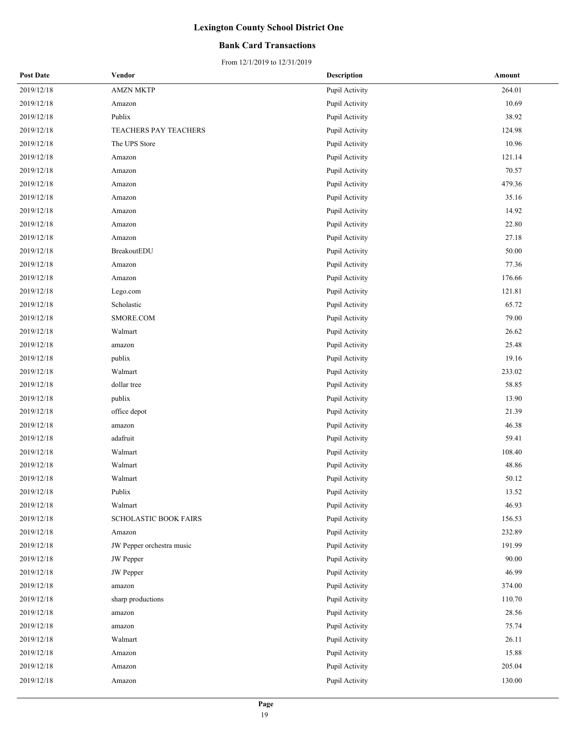# Lexington County School District One

## Bank Card Transactions

From 12/1/2019 to 12/31/2019

| Post Date | Vendor | Description | Amount |
|---|---|---|---|
| 2019/12/18 | AMZN MKTP | Pupil Activity | 264.01 |
| 2019/12/18 | Amazon | Pupil Activity | 10.69 |
| 2019/12/18 | Publix | Pupil Activity | 38.92 |
| 2019/12/18 | TEACHERS PAY TEACHERS | Pupil Activity | 124.98 |
| 2019/12/18 | The UPS Store | Pupil Activity | 10.96 |
| 2019/12/18 | Amazon | Pupil Activity | 121.14 |
| 2019/12/18 | Amazon | Pupil Activity | 70.57 |
| 2019/12/18 | Amazon | Pupil Activity | 479.36 |
| 2019/12/18 | Amazon | Pupil Activity | 35.16 |
| 2019/12/18 | Amazon | Pupil Activity | 14.92 |
| 2019/12/18 | Amazon | Pupil Activity | 22.80 |
| 2019/12/18 | Amazon | Pupil Activity | 27.18 |
| 2019/12/18 | BreakoutEDU | Pupil Activity | 50.00 |
| 2019/12/18 | Amazon | Pupil Activity | 77.36 |
| 2019/12/18 | Amazon | Pupil Activity | 176.66 |
| 2019/12/18 | Lego.com | Pupil Activity | 121.81 |
| 2019/12/18 | Scholastic | Pupil Activity | 65.72 |
| 2019/12/18 | SMORE.COM | Pupil Activity | 79.00 |
| 2019/12/18 | Walmart | Pupil Activity | 26.62 |
| 2019/12/18 | amazon | Pupil Activity | 25.48 |
| 2019/12/18 | publix | Pupil Activity | 19.16 |
| 2019/12/18 | Walmart | Pupil Activity | 233.02 |
| 2019/12/18 | dollar tree | Pupil Activity | 58.85 |
| 2019/12/18 | publix | Pupil Activity | 13.90 |
| 2019/12/18 | office depot | Pupil Activity | 21.39 |
| 2019/12/18 | amazon | Pupil Activity | 46.38 |
| 2019/12/18 | adafruit | Pupil Activity | 59.41 |
| 2019/12/18 | Walmart | Pupil Activity | 108.40 |
| 2019/12/18 | Walmart | Pupil Activity | 48.86 |
| 2019/12/18 | Walmart | Pupil Activity | 50.12 |
| 2019/12/18 | Publix | Pupil Activity | 13.52 |
| 2019/12/18 | Walmart | Pupil Activity | 46.93 |
| 2019/12/18 | SCHOLASTIC BOOK FAIRS | Pupil Activity | 156.53 |
| 2019/12/18 | Amazon | Pupil Activity | 232.89 |
| 2019/12/18 | JW Pepper orchestra music | Pupil Activity | 191.99 |
| 2019/12/18 | JW Pepper | Pupil Activity | 90.00 |
| 2019/12/18 | JW Pepper | Pupil Activity | 46.99 |
| 2019/12/18 | amazon | Pupil Activity | 374.00 |
| 2019/12/18 | sharp productions | Pupil Activity | 110.70 |
| 2019/12/18 | amazon | Pupil Activity | 28.56 |
| 2019/12/18 | amazon | Pupil Activity | 75.74 |
| 2019/12/18 | Walmart | Pupil Activity | 26.11 |
| 2019/12/18 | Amazon | Pupil Activity | 15.88 |
| 2019/12/18 | Amazon | Pupil Activity | 205.04 |
| 2019/12/18 | Amazon | Pupil Activity | 130.00 |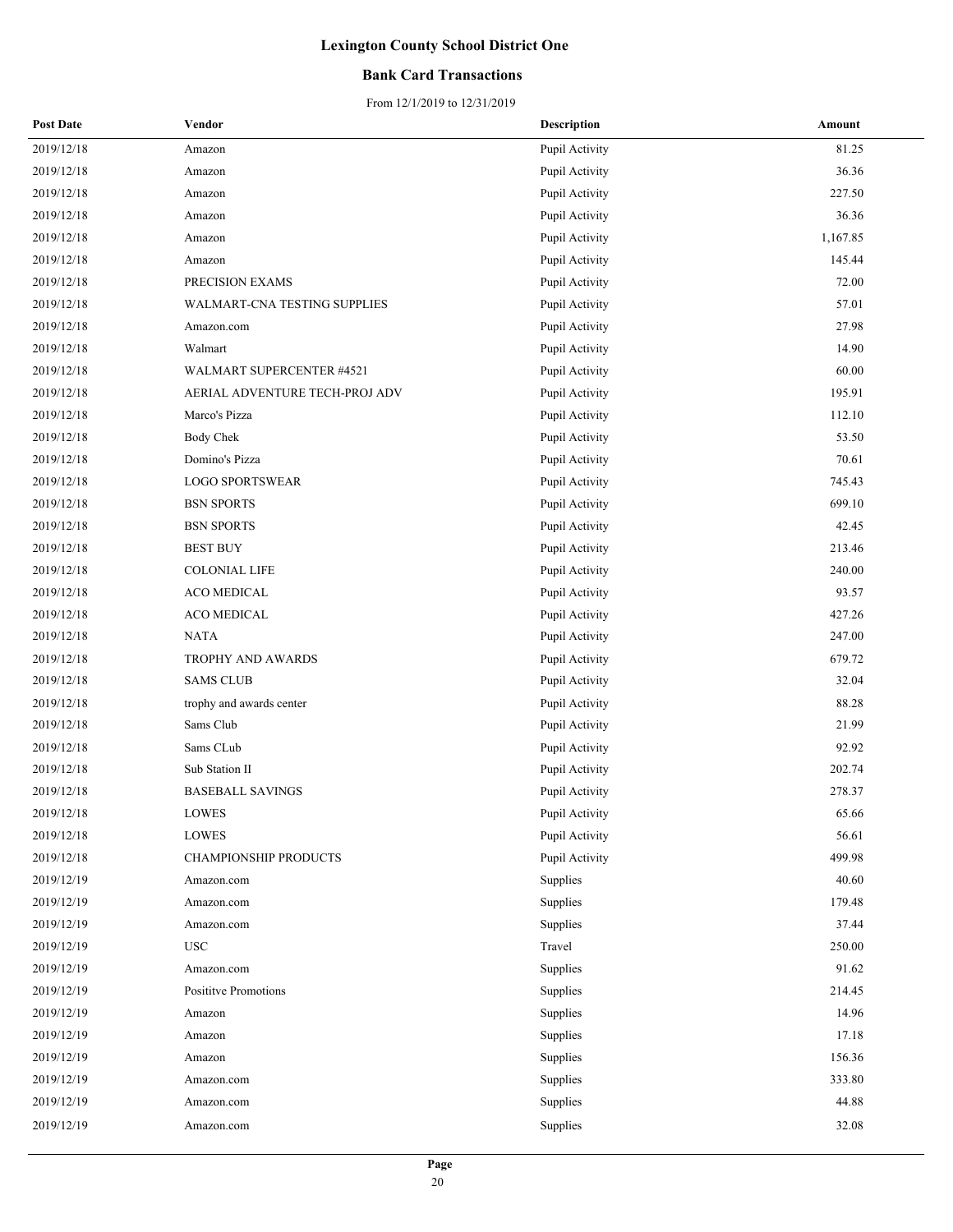# Lexington County School District One

## Bank Card Transactions

From 12/1/2019 to 12/31/2019

| Post Date | Vendor | Description | Amount |
|---|---|---|---|
| 2019/12/18 | Amazon | Pupil Activity | 81.25 |
| 2019/12/18 | Amazon | Pupil Activity | 36.36 |
| 2019/12/18 | Amazon | Pupil Activity | 227.50 |
| 2019/12/18 | Amazon | Pupil Activity | 36.36 |
| 2019/12/18 | Amazon | Pupil Activity | 1,167.85 |
| 2019/12/18 | Amazon | Pupil Activity | 145.44 |
| 2019/12/18 | PRECISION EXAMS | Pupil Activity | 72.00 |
| 2019/12/18 | WALMART-CNA TESTING SUPPLIES | Pupil Activity | 57.01 |
| 2019/12/18 | Amazon.com | Pupil Activity | 27.98 |
| 2019/12/18 | Walmart | Pupil Activity | 14.90 |
| 2019/12/18 | WALMART SUPERCENTER #4521 | Pupil Activity | 60.00 |
| 2019/12/18 | AERIAL ADVENTURE TECH-PROJ ADV | Pupil Activity | 195.91 |
| 2019/12/18 | Marco's Pizza | Pupil Activity | 112.10 |
| 2019/12/18 | Body Chek | Pupil Activity | 53.50 |
| 2019/12/18 | Domino's Pizza | Pupil Activity | 70.61 |
| 2019/12/18 | LOGO SPORTSWEAR | Pupil Activity | 745.43 |
| 2019/12/18 | BSN SPORTS | Pupil Activity | 699.10 |
| 2019/12/18 | BSN SPORTS | Pupil Activity | 42.45 |
| 2019/12/18 | BEST BUY | Pupil Activity | 213.46 |
| 2019/12/18 | COLONIAL LIFE | Pupil Activity | 240.00 |
| 2019/12/18 | ACO MEDICAL | Pupil Activity | 93.57 |
| 2019/12/18 | ACO MEDICAL | Pupil Activity | 427.26 |
| 2019/12/18 | NATA | Pupil Activity | 247.00 |
| 2019/12/18 | TROPHY AND AWARDS | Pupil Activity | 679.72 |
| 2019/12/18 | SAMS CLUB | Pupil Activity | 32.04 |
| 2019/12/18 | trophy and awards center | Pupil Activity | 88.28 |
| 2019/12/18 | Sams Club | Pupil Activity | 21.99 |
| 2019/12/18 | Sams CLub | Pupil Activity | 92.92 |
| 2019/12/18 | Sub Station II | Pupil Activity | 202.74 |
| 2019/12/18 | BASEBALL SAVINGS | Pupil Activity | 278.37 |
| 2019/12/18 | LOWES | Pupil Activity | 65.66 |
| 2019/12/18 | LOWES | Pupil Activity | 56.61 |
| 2019/12/18 | CHAMPIONSHIP PRODUCTS | Pupil Activity | 499.98 |
| 2019/12/19 | Amazon.com | Supplies | 40.60 |
| 2019/12/19 | Amazon.com | Supplies | 179.48 |
| 2019/12/19 | Amazon.com | Supplies | 37.44 |
| 2019/12/19 | USC | Travel | 250.00 |
| 2019/12/19 | Amazon.com | Supplies | 91.62 |
| 2019/12/19 | Posititve Promotions | Supplies | 214.45 |
| 2019/12/19 | Amazon | Supplies | 14.96 |
| 2019/12/19 | Amazon | Supplies | 17.18 |
| 2019/12/19 | Amazon | Supplies | 156.36 |
| 2019/12/19 | Amazon.com | Supplies | 333.80 |
| 2019/12/19 | Amazon.com | Supplies | 44.88 |
| 2019/12/19 | Amazon.com | Supplies | 32.08 |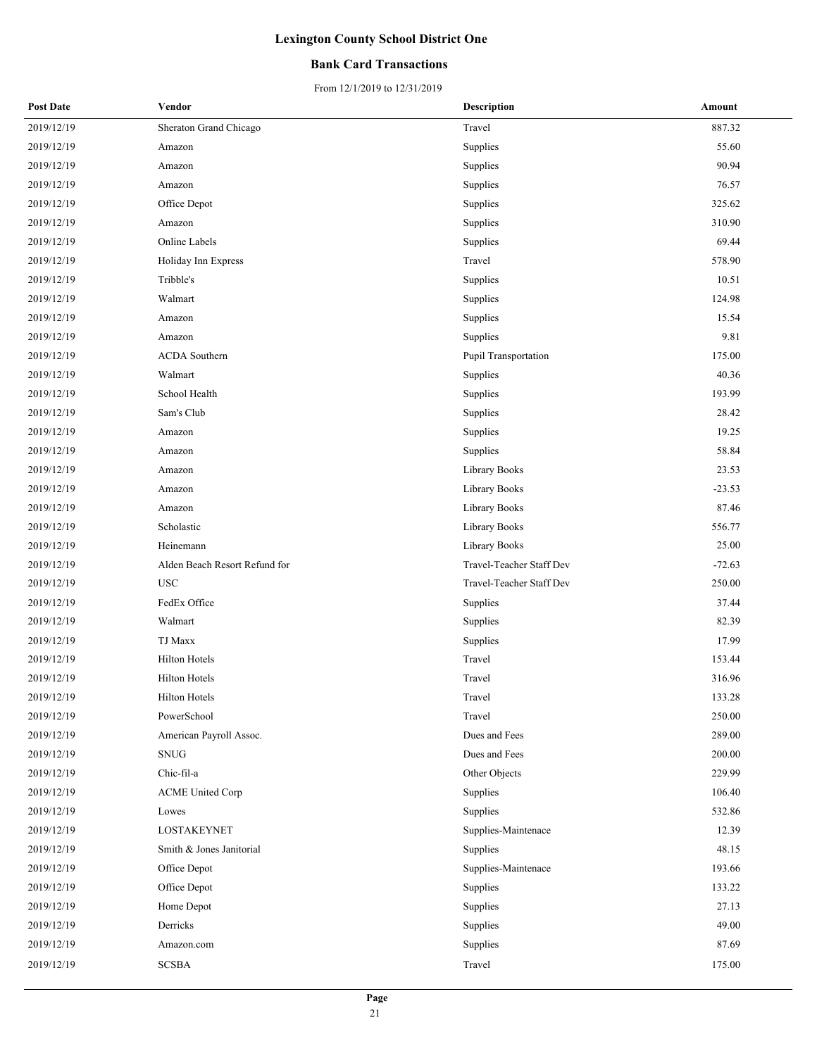# Lexington County School District One

## Bank Card Transactions

From 12/1/2019 to 12/31/2019

| Post Date | Vendor | Description | Amount |
|---|---|---|---|
| 2019/12/19 | Sheraton Grand Chicago | Travel | 887.32 |
| 2019/12/19 | Amazon | Supplies | 55.60 |
| 2019/12/19 | Amazon | Supplies | 90.94 |
| 2019/12/19 | Amazon | Supplies | 76.57 |
| 2019/12/19 | Office Depot | Supplies | 325.62 |
| 2019/12/19 | Amazon | Supplies | 310.90 |
| 2019/12/19 | Online Labels | Supplies | 69.44 |
| 2019/12/19 | Holiday Inn Express | Travel | 578.90 |
| 2019/12/19 | Tribble's | Supplies | 10.51 |
| 2019/12/19 | Walmart | Supplies | 124.98 |
| 2019/12/19 | Amazon | Supplies | 15.54 |
| 2019/12/19 | Amazon | Supplies | 9.81 |
| 2019/12/19 | ACDA Southern | Pupil Transportation | 175.00 |
| 2019/12/19 | Walmart | Supplies | 40.36 |
| 2019/12/19 | School Health | Supplies | 193.99 |
| 2019/12/19 | Sam's Club | Supplies | 28.42 |
| 2019/12/19 | Amazon | Supplies | 19.25 |
| 2019/12/19 | Amazon | Supplies | 58.84 |
| 2019/12/19 | Amazon | Library Books | 23.53 |
| 2019/12/19 | Amazon | Library Books | -23.53 |
| 2019/12/19 | Amazon | Library Books | 87.46 |
| 2019/12/19 | Scholastic | Library Books | 556.77 |
| 2019/12/19 | Heinemann | Library Books | 25.00 |
| 2019/12/19 | Alden Beach Resort Refund for | Travel-Teacher Staff Dev | -72.63 |
| 2019/12/19 | USC | Travel-Teacher Staff Dev | 250.00 |
| 2019/12/19 | FedEx Office | Supplies | 37.44 |
| 2019/12/19 | Walmart | Supplies | 82.39 |
| 2019/12/19 | TJ Maxx | Supplies | 17.99 |
| 2019/12/19 | Hilton Hotels | Travel | 153.44 |
| 2019/12/19 | Hilton Hotels | Travel | 316.96 |
| 2019/12/19 | Hilton Hotels | Travel | 133.28 |
| 2019/12/19 | PowerSchool | Travel | 250.00 |
| 2019/12/19 | American Payroll Assoc. | Dues and Fees | 289.00 |
| 2019/12/19 | SNUG | Dues and Fees | 200.00 |
| 2019/12/19 | Chic-fil-a | Other Objects | 229.99 |
| 2019/12/19 | ACME United Corp | Supplies | 106.40 |
| 2019/12/19 | Lowes | Supplies | 532.86 |
| 2019/12/19 | LOSTAKEYNET | Supplies-Maintenace | 12.39 |
| 2019/12/19 | Smith & Jones Janitorial | Supplies | 48.15 |
| 2019/12/19 | Office Depot | Supplies-Maintenace | 193.66 |
| 2019/12/19 | Office Depot | Supplies | 133.22 |
| 2019/12/19 | Home Depot | Supplies | 27.13 |
| 2019/12/19 | Derricks | Supplies | 49.00 |
| 2019/12/19 | Amazon.com | Supplies | 87.69 |
| 2019/12/19 | SCSBA | Travel | 175.00 |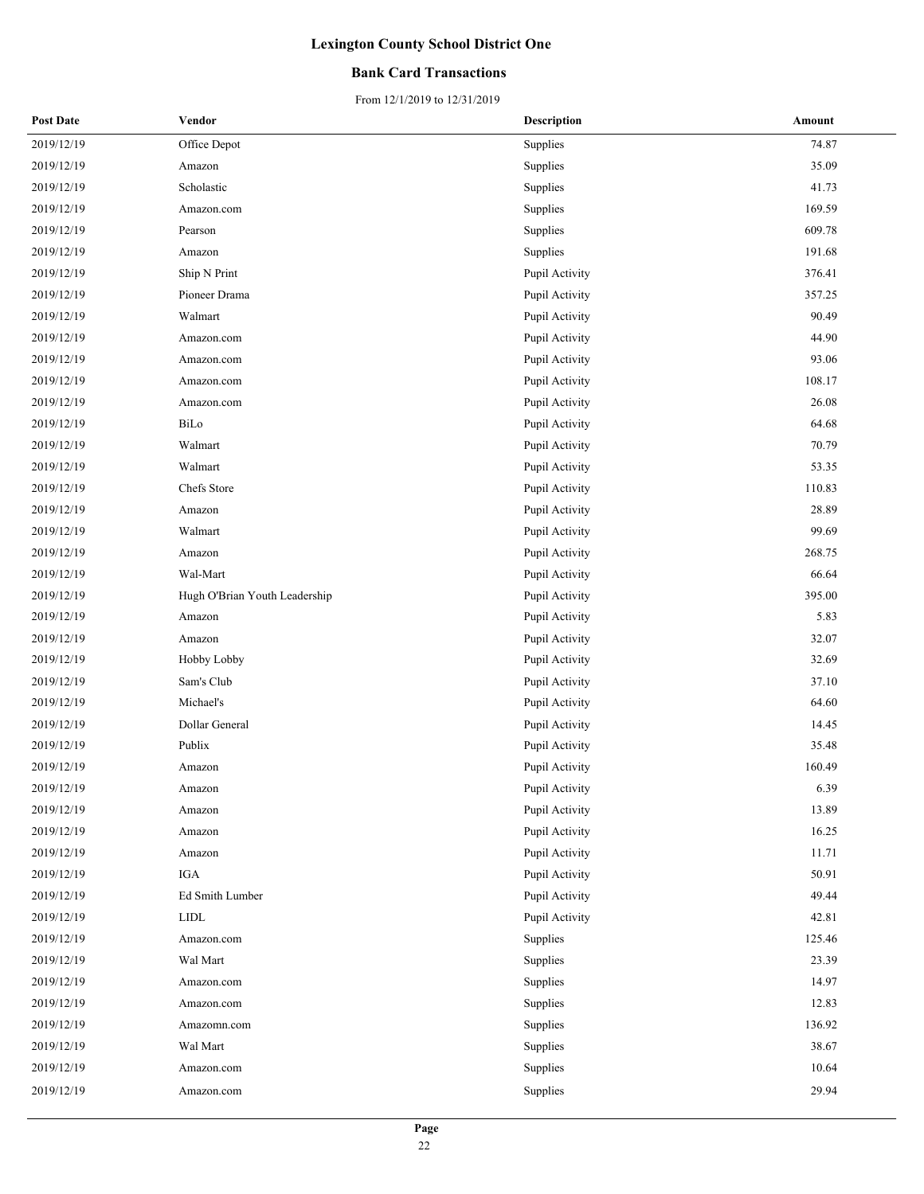# Lexington County School District One

## Bank Card Transactions

From 12/1/2019 to 12/31/2019

| Post Date | Vendor | Description | Amount |
| --- | --- | --- | --- |
| 2019/12/19 | Office Depot | Supplies | 74.87 |
| 2019/12/19 | Amazon | Supplies | 35.09 |
| 2019/12/19 | Scholastic | Supplies | 41.73 |
| 2019/12/19 | Amazon.com | Supplies | 169.59 |
| 2019/12/19 | Pearson | Supplies | 609.78 |
| 2019/12/19 | Amazon | Supplies | 191.68 |
| 2019/12/19 | Ship N Print | Pupil Activity | 376.41 |
| 2019/12/19 | Pioneer Drama | Pupil Activity | 357.25 |
| 2019/12/19 | Walmart | Pupil Activity | 90.49 |
| 2019/12/19 | Amazon.com | Pupil Activity | 44.90 |
| 2019/12/19 | Amazon.com | Pupil Activity | 93.06 |
| 2019/12/19 | Amazon.com | Pupil Activity | 108.17 |
| 2019/12/19 | Amazon.com | Pupil Activity | 26.08 |
| 2019/12/19 | BiLo | Pupil Activity | 64.68 |
| 2019/12/19 | Walmart | Pupil Activity | 70.79 |
| 2019/12/19 | Walmart | Pupil Activity | 53.35 |
| 2019/12/19 | Chefs Store | Pupil Activity | 110.83 |
| 2019/12/19 | Amazon | Pupil Activity | 28.89 |
| 2019/12/19 | Walmart | Pupil Activity | 99.69 |
| 2019/12/19 | Amazon | Pupil Activity | 268.75 |
| 2019/12/19 | Wal-Mart | Pupil Activity | 66.64 |
| 2019/12/19 | Hugh O'Brian Youth Leadership | Pupil Activity | 395.00 |
| 2019/12/19 | Amazon | Pupil Activity | 5.83 |
| 2019/12/19 | Amazon | Pupil Activity | 32.07 |
| 2019/12/19 | Hobby Lobby | Pupil Activity | 32.69 |
| 2019/12/19 | Sam's Club | Pupil Activity | 37.10 |
| 2019/12/19 | Michael's | Pupil Activity | 64.60 |
| 2019/12/19 | Dollar General | Pupil Activity | 14.45 |
| 2019/12/19 | Publix | Pupil Activity | 35.48 |
| 2019/12/19 | Amazon | Pupil Activity | 160.49 |
| 2019/12/19 | Amazon | Pupil Activity | 6.39 |
| 2019/12/19 | Amazon | Pupil Activity | 13.89 |
| 2019/12/19 | Amazon | Pupil Activity | 16.25 |
| 2019/12/19 | Amazon | Pupil Activity | 11.71 |
| 2019/12/19 | IGA | Pupil Activity | 50.91 |
| 2019/12/19 | Ed Smith Lumber | Pupil Activity | 49.44 |
| 2019/12/19 | LIDL | Pupil Activity | 42.81 |
| 2019/12/19 | Amazon.com | Supplies | 125.46 |
| 2019/12/19 | Wal Mart | Supplies | 23.39 |
| 2019/12/19 | Amazon.com | Supplies | 14.97 |
| 2019/12/19 | Amazon.com | Supplies | 12.83 |
| 2019/12/19 | Amazomn.com | Supplies | 136.92 |
| 2019/12/19 | Wal Mart | Supplies | 38.67 |
| 2019/12/19 | Amazon.com | Supplies | 10.64 |
| 2019/12/19 | Amazon.com | Supplies | 29.94 |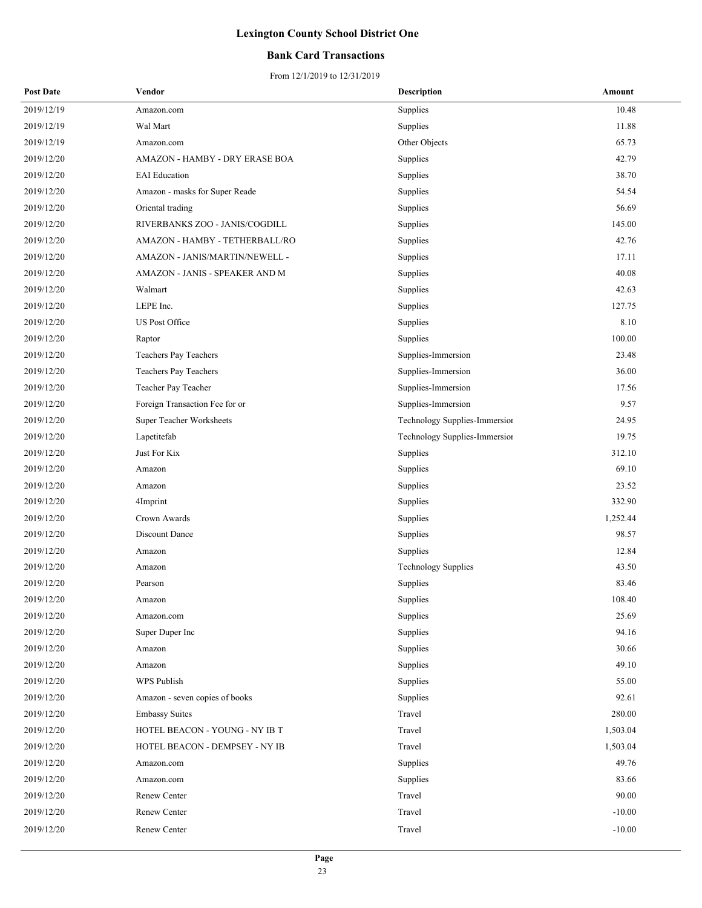# Lexington County School District One

## Bank Card Transactions

From 12/1/2019 to 12/31/2019

| Post Date | Vendor | Description | Amount |
|---|---|---|---|
| 2019/12/19 | Amazon.com | Supplies | 10.48 |
| 2019/12/19 | Wal Mart | Supplies | 11.88 |
| 2019/12/19 | Amazon.com | Other Objects | 65.73 |
| 2019/12/20 | AMAZON - HAMBY - DRY ERASE BOA | Supplies | 42.79 |
| 2019/12/20 | EAI Education | Supplies | 38.70 |
| 2019/12/20 | Amazon - masks for Super Reade | Supplies | 54.54 |
| 2019/12/20 | Oriental trading | Supplies | 56.69 |
| 2019/12/20 | RIVERBANKS ZOO - JANIS/COGDILL | Supplies | 145.00 |
| 2019/12/20 | AMAZON - HAMBY - TETHERBALL/RO | Supplies | 42.76 |
| 2019/12/20 | AMAZON - JANIS/MARTIN/NEWELL - | Supplies | 17.11 |
| 2019/12/20 | AMAZON - JANIS - SPEAKER AND M | Supplies | 40.08 |
| 2019/12/20 | Walmart | Supplies | 42.63 |
| 2019/12/20 | LEPE Inc. | Supplies | 127.75 |
| 2019/12/20 | US Post Office | Supplies | 8.10 |
| 2019/12/20 | Raptor | Supplies | 100.00 |
| 2019/12/20 | Teachers Pay Teachers | Supplies-Immersion | 23.48 |
| 2019/12/20 | Teachers Pay Teachers | Supplies-Immersion | 36.00 |
| 2019/12/20 | Teacher Pay Teacher | Supplies-Immersion | 17.56 |
| 2019/12/20 | Foreign Transaction Fee for or | Supplies-Immersion | 9.57 |
| 2019/12/20 | Super Teacher Worksheets | Technology Supplies-Immersior | 24.95 |
| 2019/12/20 | Lapetitefab | Technology Supplies-Immersior | 19.75 |
| 2019/12/20 | Just For Kix | Supplies | 312.10 |
| 2019/12/20 | Amazon | Supplies | 69.10 |
| 2019/12/20 | Amazon | Supplies | 23.52 |
| 2019/12/20 | 4Imprint | Supplies | 332.90 |
| 2019/12/20 | Crown Awards | Supplies | 1,252.44 |
| 2019/12/20 | Discount Dance | Supplies | 98.57 |
| 2019/12/20 | Amazon | Supplies | 12.84 |
| 2019/12/20 | Amazon | Technology Supplies | 43.50 |
| 2019/12/20 | Pearson | Supplies | 83.46 |
| 2019/12/20 | Amazon | Supplies | 108.40 |
| 2019/12/20 | Amazon.com | Supplies | 25.69 |
| 2019/12/20 | Super Duper Inc | Supplies | 94.16 |
| 2019/12/20 | Amazon | Supplies | 30.66 |
| 2019/12/20 | Amazon | Supplies | 49.10 |
| 2019/12/20 | WPS Publish | Supplies | 55.00 |
| 2019/12/20 | Amazon - seven copies of books | Supplies | 92.61 |
| 2019/12/20 | Embassy Suites | Travel | 280.00 |
| 2019/12/20 | HOTEL BEACON - YOUNG - NY IB T | Travel | 1,503.04 |
| 2019/12/20 | HOTEL BEACON - DEMPSEY - NY IB | Travel | 1,503.04 |
| 2019/12/20 | Amazon.com | Supplies | 49.76 |
| 2019/12/20 | Amazon.com | Supplies | 83.66 |
| 2019/12/20 | Renew Center | Travel | 90.00 |
| 2019/12/20 | Renew Center | Travel | -10.00 |
| 2019/12/20 | Renew Center | Travel | -10.00 |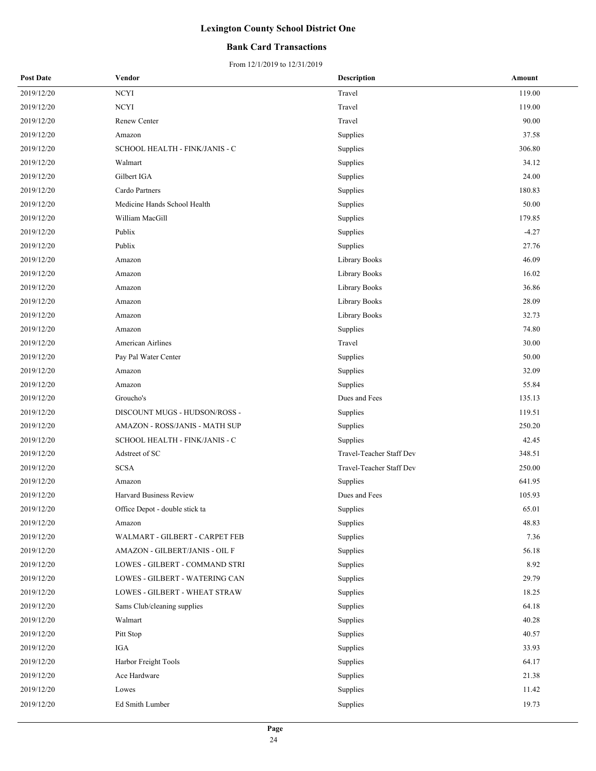# Lexington County School District One

## Bank Card Transactions

From 12/1/2019 to 12/31/2019

| Post Date | Vendor | Description | Amount |
|---|---|---|---|
| 2019/12/20 | NCYI | Travel | 119.00 |
| 2019/12/20 | NCYI | Travel | 119.00 |
| 2019/12/20 | Renew Center | Travel | 90.00 |
| 2019/12/20 | Amazon | Supplies | 37.58 |
| 2019/12/20 | SCHOOL HEALTH - FINK/JANIS - C | Supplies | 306.80 |
| 2019/12/20 | Walmart | Supplies | 34.12 |
| 2019/12/20 | Gilbert IGA | Supplies | 24.00 |
| 2019/12/20 | Cardo Partners | Supplies | 180.83 |
| 2019/12/20 | Medicine Hands School Health | Supplies | 50.00 |
| 2019/12/20 | William MacGill | Supplies | 179.85 |
| 2019/12/20 | Publix | Supplies | -4.27 |
| 2019/12/20 | Publix | Supplies | 27.76 |
| 2019/12/20 | Amazon | Library Books | 46.09 |
| 2019/12/20 | Amazon | Library Books | 16.02 |
| 2019/12/20 | Amazon | Library Books | 36.86 |
| 2019/12/20 | Amazon | Library Books | 28.09 |
| 2019/12/20 | Amazon | Library Books | 32.73 |
| 2019/12/20 | Amazon | Supplies | 74.80 |
| 2019/12/20 | American Airlines | Travel | 30.00 |
| 2019/12/20 | Pay Pal Water Center | Supplies | 50.00 |
| 2019/12/20 | Amazon | Supplies | 32.09 |
| 2019/12/20 | Amazon | Supplies | 55.84 |
| 2019/12/20 | Groucho's | Dues and Fees | 135.13 |
| 2019/12/20 | DISCOUNT MUGS - HUDSON/ROSS - | Supplies | 119.51 |
| 2019/12/20 | AMAZON - ROSS/JANIS - MATH SUP | Supplies | 250.20 |
| 2019/12/20 | SCHOOL HEALTH - FINK/JANIS - C | Supplies | 42.45 |
| 2019/12/20 | Adstreet of SC | Travel-Teacher Staff Dev | 348.51 |
| 2019/12/20 | SCSA | Travel-Teacher Staff Dev | 250.00 |
| 2019/12/20 | Amazon | Supplies | 641.95 |
| 2019/12/20 | Harvard Business Review | Dues and Fees | 105.93 |
| 2019/12/20 | Office Depot - double stick ta | Supplies | 65.01 |
| 2019/12/20 | Amazon | Supplies | 48.83 |
| 2019/12/20 | WALMART - GILBERT - CARPET FEB | Supplies | 7.36 |
| 2019/12/20 | AMAZON - GILBERT/JANIS - OIL F | Supplies | 56.18 |
| 2019/12/20 | LOWES - GILBERT - COMMAND STRI | Supplies | 8.92 |
| 2019/12/20 | LOWES - GILBERT - WATERING CAN | Supplies | 29.79 |
| 2019/12/20 | LOWES - GILBERT - WHEAT STRAW | Supplies | 18.25 |
| 2019/12/20 | Sams Club/cleaning supplies | Supplies | 64.18 |
| 2019/12/20 | Walmart | Supplies | 40.28 |
| 2019/12/20 | Pitt Stop | Supplies | 40.57 |
| 2019/12/20 | IGA | Supplies | 33.93 |
| 2019/12/20 | Harbor Freight Tools | Supplies | 64.17 |
| 2019/12/20 | Ace Hardware | Supplies | 21.38 |
| 2019/12/20 | Lowes | Supplies | 11.42 |
| 2019/12/20 | Ed Smith Lumber | Supplies | 19.73 |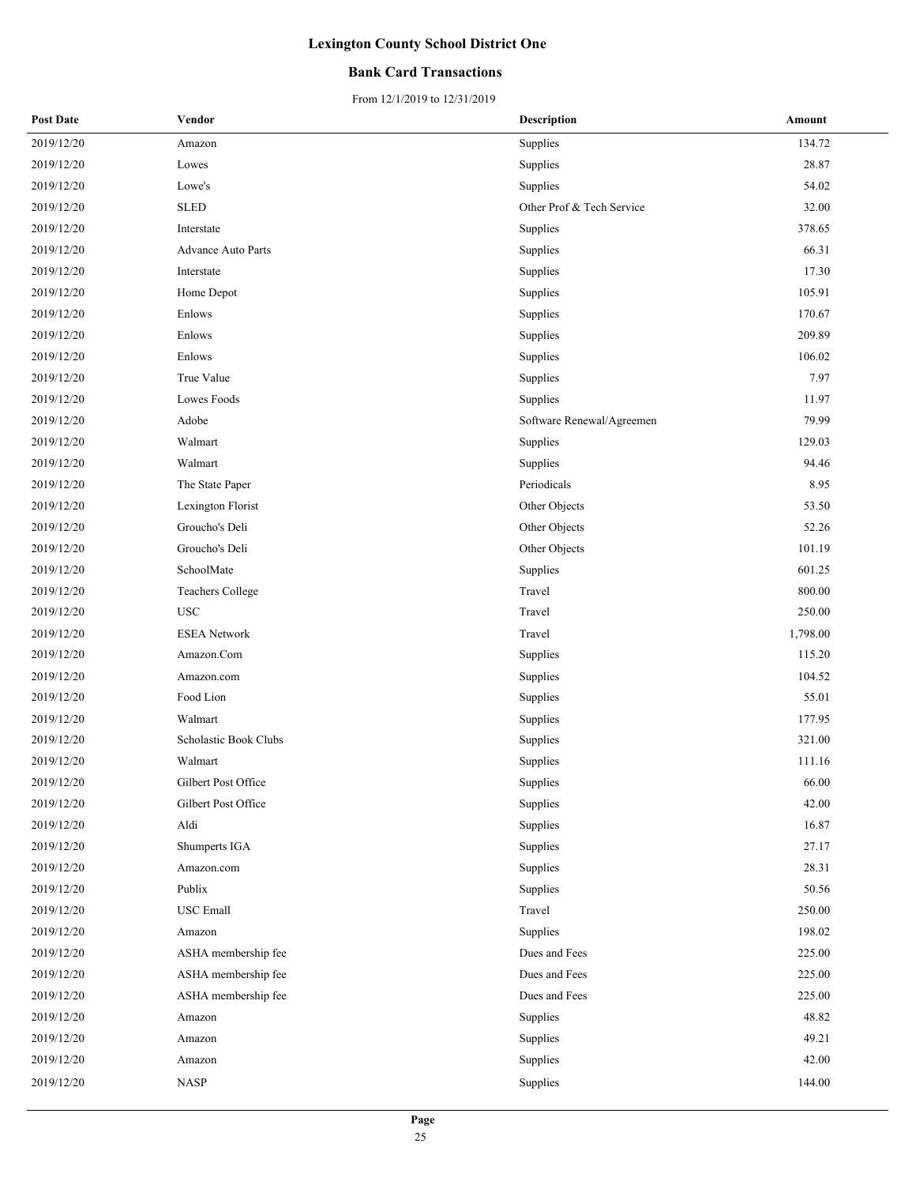# Lexington County School District One

## Bank Card Transactions

From 12/1/2019 to 12/31/2019

| Post Date | Vendor | Description | Amount |
|---|---|---|---|
| 2019/12/20 | Amazon | Supplies | 134.72 |
| 2019/12/20 | Lowes | Supplies | 28.87 |
| 2019/12/20 | Lowe's | Supplies | 54.02 |
| 2019/12/20 | SLED | Other Prof & Tech Service | 32.00 |
| 2019/12/20 | Interstate | Supplies | 378.65 |
| 2019/12/20 | Advance Auto Parts | Supplies | 66.31 |
| 2019/12/20 | Interstate | Supplies | 17.30 |
| 2019/12/20 | Home Depot | Supplies | 105.91 |
| 2019/12/20 | Enlows | Supplies | 170.67 |
| 2019/12/20 | Enlows | Supplies | 209.89 |
| 2019/12/20 | Enlows | Supplies | 106.02 |
| 2019/12/20 | True Value | Supplies | 7.97 |
| 2019/12/20 | Lowes Foods | Supplies | 11.97 |
| 2019/12/20 | Adobe | Software Renewal/Agreemen | 79.99 |
| 2019/12/20 | Walmart | Supplies | 129.03 |
| 2019/12/20 | Walmart | Supplies | 94.46 |
| 2019/12/20 | The State Paper | Periodicals | 8.95 |
| 2019/12/20 | Lexington Florist | Other Objects | 53.50 |
| 2019/12/20 | Groucho's Deli | Other Objects | 52.26 |
| 2019/12/20 | Groucho's Deli | Other Objects | 101.19 |
| 2019/12/20 | SchoolMate | Supplies | 601.25 |
| 2019/12/20 | Teachers College | Travel | 800.00 |
| 2019/12/20 | USC | Travel | 250.00 |
| 2019/12/20 | ESEA Network | Travel | 1,798.00 |
| 2019/12/20 | Amazon.Com | Supplies | 115.20 |
| 2019/12/20 | Amazon.com | Supplies | 104.52 |
| 2019/12/20 | Food Lion | Supplies | 55.01 |
| 2019/12/20 | Walmart | Supplies | 177.95 |
| 2019/12/20 | Scholastic Book Clubs | Supplies | 321.00 |
| 2019/12/20 | Walmart | Supplies | 111.16 |
| 2019/12/20 | Gilbert Post Office | Supplies | 66.00 |
| 2019/12/20 | Gilbert Post Office | Supplies | 42.00 |
| 2019/12/20 | Aldi | Supplies | 16.87 |
| 2019/12/20 | Shumperts IGA | Supplies | 27.17 |
| 2019/12/20 | Amazon.com | Supplies | 28.31 |
| 2019/12/20 | Publix | Supplies | 50.56 |
| 2019/12/20 | USC Emall | Travel | 250.00 |
| 2019/12/20 | Amazon | Supplies | 198.02 |
| 2019/12/20 | ASHA membership fee | Dues and Fees | 225.00 |
| 2019/12/20 | ASHA membership fee | Dues and Fees | 225.00 |
| 2019/12/20 | ASHA membership fee | Dues and Fees | 225.00 |
| 2019/12/20 | Amazon | Supplies | 48.82 |
| 2019/12/20 | Amazon | Supplies | 49.21 |
| 2019/12/20 | Amazon | Supplies | 42.00 |
| 2019/12/20 | NASP | Supplies | 144.00 |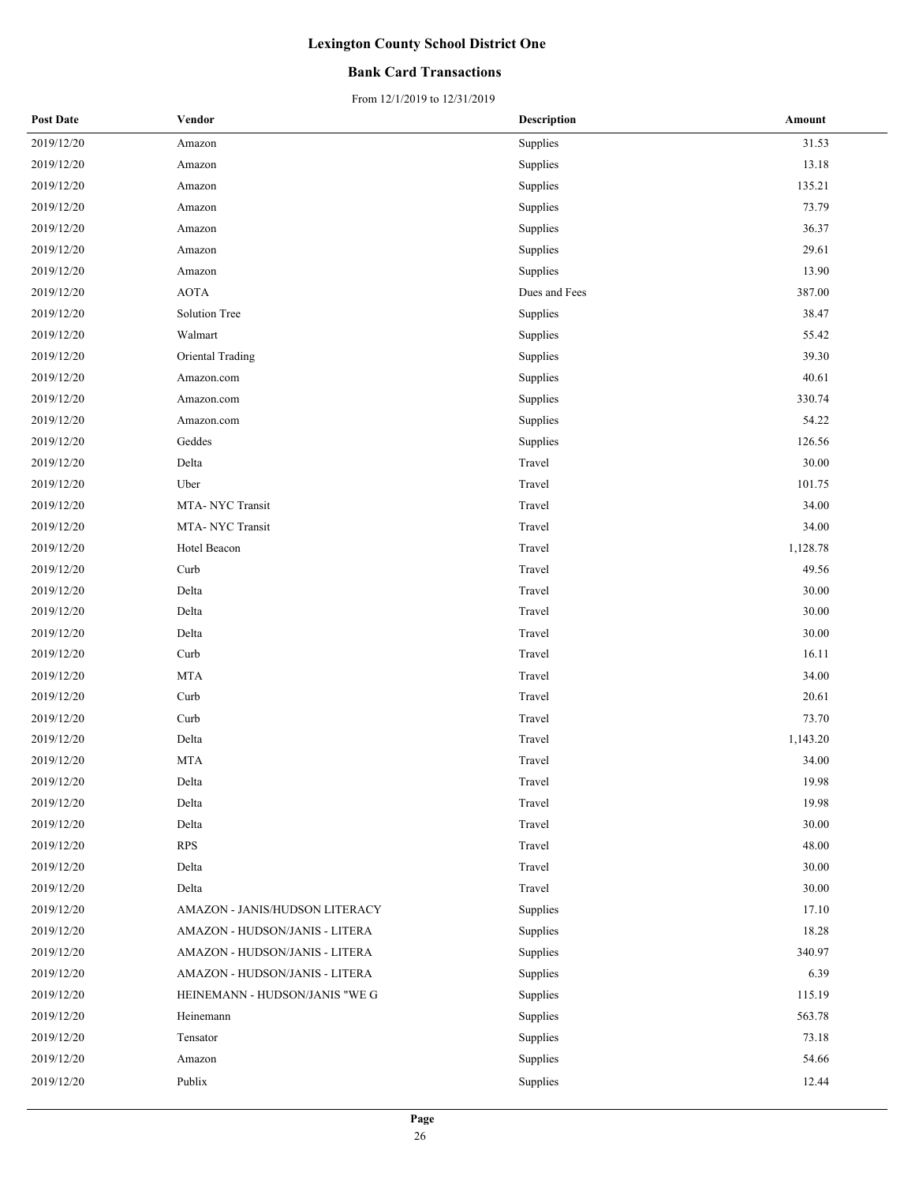# Lexington County School District One

## Bank Card Transactions

From 12/1/2019 to 12/31/2019

| Post Date | Vendor | Description | Amount |
|---|---|---|---|
| 2019/12/20 | Amazon | Supplies | 31.53 |
| 2019/12/20 | Amazon | Supplies | 13.18 |
| 2019/12/20 | Amazon | Supplies | 135.21 |
| 2019/12/20 | Amazon | Supplies | 73.79 |
| 2019/12/20 | Amazon | Supplies | 36.37 |
| 2019/12/20 | Amazon | Supplies | 29.61 |
| 2019/12/20 | Amazon | Supplies | 13.90 |
| 2019/12/20 | AOTA | Dues and Fees | 387.00 |
| 2019/12/20 | Solution Tree | Supplies | 38.47 |
| 2019/12/20 | Walmart | Supplies | 55.42 |
| 2019/12/20 | Oriental Trading | Supplies | 39.30 |
| 2019/12/20 | Amazon.com | Supplies | 40.61 |
| 2019/12/20 | Amazon.com | Supplies | 330.74 |
| 2019/12/20 | Amazon.com | Supplies | 54.22 |
| 2019/12/20 | Geddes | Supplies | 126.56 |
| 2019/12/20 | Delta | Travel | 30.00 |
| 2019/12/20 | Uber | Travel | 101.75 |
| 2019/12/20 | MTA- NYC Transit | Travel | 34.00 |
| 2019/12/20 | MTA- NYC Transit | Travel | 34.00 |
| 2019/12/20 | Hotel Beacon | Travel | 1,128.78 |
| 2019/12/20 | Curb | Travel | 49.56 |
| 2019/12/20 | Delta | Travel | 30.00 |
| 2019/12/20 | Delta | Travel | 30.00 |
| 2019/12/20 | Delta | Travel | 30.00 |
| 2019/12/20 | Curb | Travel | 16.11 |
| 2019/12/20 | MTA | Travel | 34.00 |
| 2019/12/20 | Curb | Travel | 20.61 |
| 2019/12/20 | Curb | Travel | 73.70 |
| 2019/12/20 | Delta | Travel | 1,143.20 |
| 2019/12/20 | MTA | Travel | 34.00 |
| 2019/12/20 | Delta | Travel | 19.98 |
| 2019/12/20 | Delta | Travel | 19.98 |
| 2019/12/20 | Delta | Travel | 30.00 |
| 2019/12/20 | RPS | Travel | 48.00 |
| 2019/12/20 | Delta | Travel | 30.00 |
| 2019/12/20 | Delta | Travel | 30.00 |
| 2019/12/20 | AMAZON - JANIS/HUDSON LITERACY | Supplies | 17.10 |
| 2019/12/20 | AMAZON - HUDSON/JANIS - LITERA | Supplies | 18.28 |
| 2019/12/20 | AMAZON - HUDSON/JANIS - LITERA | Supplies | 340.97 |
| 2019/12/20 | AMAZON - HUDSON/JANIS - LITERA | Supplies | 6.39 |
| 2019/12/20 | HEINEMANN - HUDSON/JANIS "WE G | Supplies | 115.19 |
| 2019/12/20 | Heinemann | Supplies | 563.78 |
| 2019/12/20 | Tensator | Supplies | 73.18 |
| 2019/12/20 | Amazon | Supplies | 54.66 |
| 2019/12/20 | Publix | Supplies | 12.44 |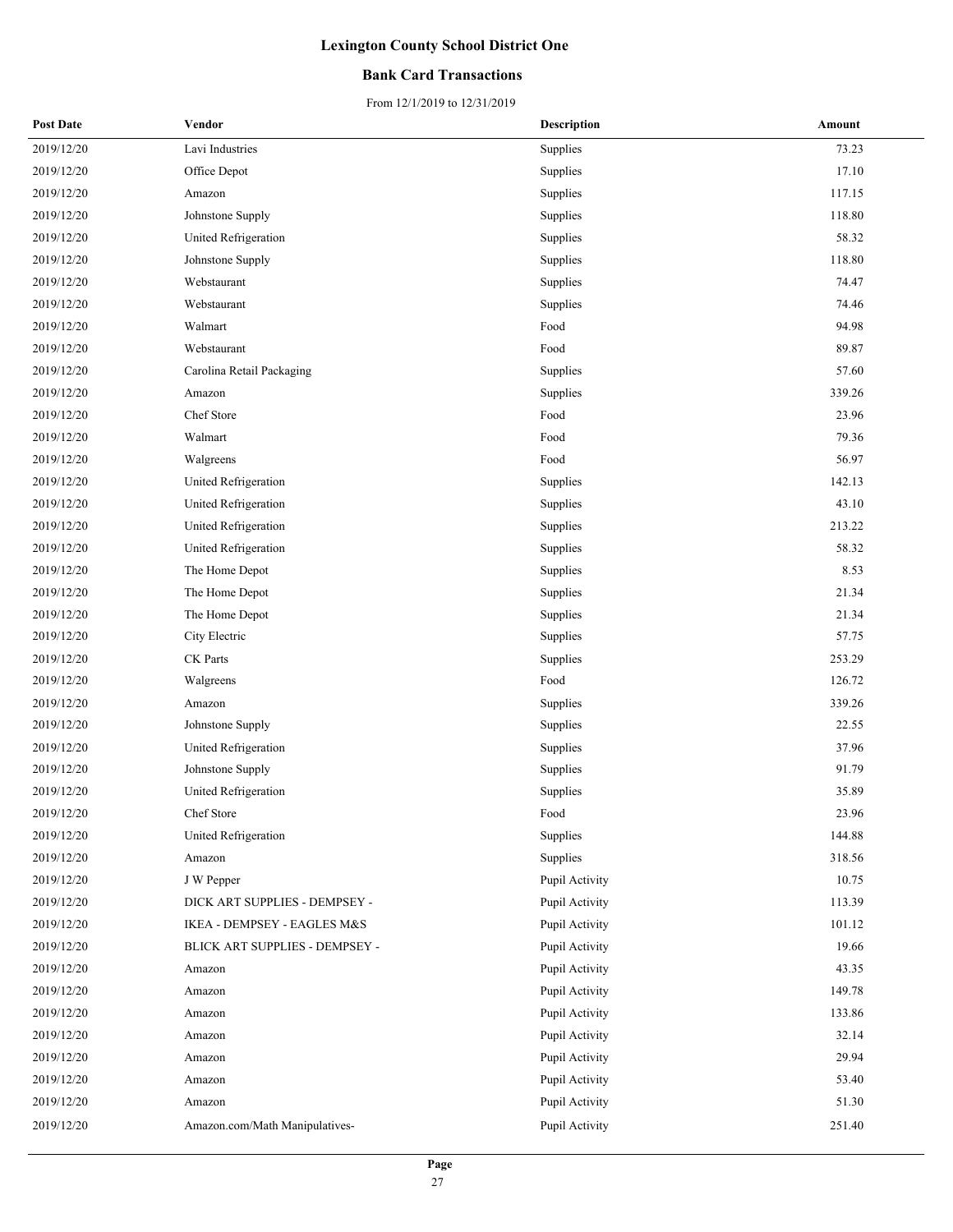# Lexington County School District One

## Bank Card Transactions

From 12/1/2019 to 12/31/2019

| Post Date | Vendor | Description | Amount |
|---|---|---|---|
| 2019/12/20 | Lavi Industries | Supplies | 73.23 |
| 2019/12/20 | Office Depot | Supplies | 17.10 |
| 2019/12/20 | Amazon | Supplies | 117.15 |
| 2019/12/20 | Johnstone Supply | Supplies | 118.80 |
| 2019/12/20 | United Refrigeration | Supplies | 58.32 |
| 2019/12/20 | Johnstone Supply | Supplies | 118.80 |
| 2019/12/20 | Webstaurant | Supplies | 74.47 |
| 2019/12/20 | Webstaurant | Supplies | 74.46 |
| 2019/12/20 | Walmart | Food | 94.98 |
| 2019/12/20 | Webstaurant | Food | 89.87 |
| 2019/12/20 | Carolina Retail Packaging | Supplies | 57.60 |
| 2019/12/20 | Amazon | Supplies | 339.26 |
| 2019/12/20 | Chef Store | Food | 23.96 |
| 2019/12/20 | Walmart | Food | 79.36 |
| 2019/12/20 | Walgreens | Food | 56.97 |
| 2019/12/20 | United Refrigeration | Supplies | 142.13 |
| 2019/12/20 | United Refrigeration | Supplies | 43.10 |
| 2019/12/20 | United Refrigeration | Supplies | 213.22 |
| 2019/12/20 | United Refrigeration | Supplies | 58.32 |
| 2019/12/20 | The Home Depot | Supplies | 8.53 |
| 2019/12/20 | The Home Depot | Supplies | 21.34 |
| 2019/12/20 | The Home Depot | Supplies | 21.34 |
| 2019/12/20 | City Electric | Supplies | 57.75 |
| 2019/12/20 | CK Parts | Supplies | 253.29 |
| 2019/12/20 | Walgreens | Food | 126.72 |
| 2019/12/20 | Amazon | Supplies | 339.26 |
| 2019/12/20 | Johnstone Supply | Supplies | 22.55 |
| 2019/12/20 | United Refrigeration | Supplies | 37.96 |
| 2019/12/20 | Johnstone Supply | Supplies | 91.79 |
| 2019/12/20 | United Refrigeration | Supplies | 35.89 |
| 2019/12/20 | Chef Store | Food | 23.96 |
| 2019/12/20 | United Refrigeration | Supplies | 144.88 |
| 2019/12/20 | Amazon | Supplies | 318.56 |
| 2019/12/20 | J W Pepper | Pupil Activity | 10.75 |
| 2019/12/20 | DICK ART SUPPLIES - DEMPSEY - | Pupil Activity | 113.39 |
| 2019/12/20 | IKEA - DEMPSEY - EAGLES M&S | Pupil Activity | 101.12 |
| 2019/12/20 | BLICK ART SUPPLIES - DEMPSEY - | Pupil Activity | 19.66 |
| 2019/12/20 | Amazon | Pupil Activity | 43.35 |
| 2019/12/20 | Amazon | Pupil Activity | 149.78 |
| 2019/12/20 | Amazon | Pupil Activity | 133.86 |
| 2019/12/20 | Amazon | Pupil Activity | 32.14 |
| 2019/12/20 | Amazon | Pupil Activity | 29.94 |
| 2019/12/20 | Amazon | Pupil Activity | 53.40 |
| 2019/12/20 | Amazon | Pupil Activity | 51.30 |
| 2019/12/20 | Amazon.com/Math Manipulatives- | Pupil Activity | 251.40 |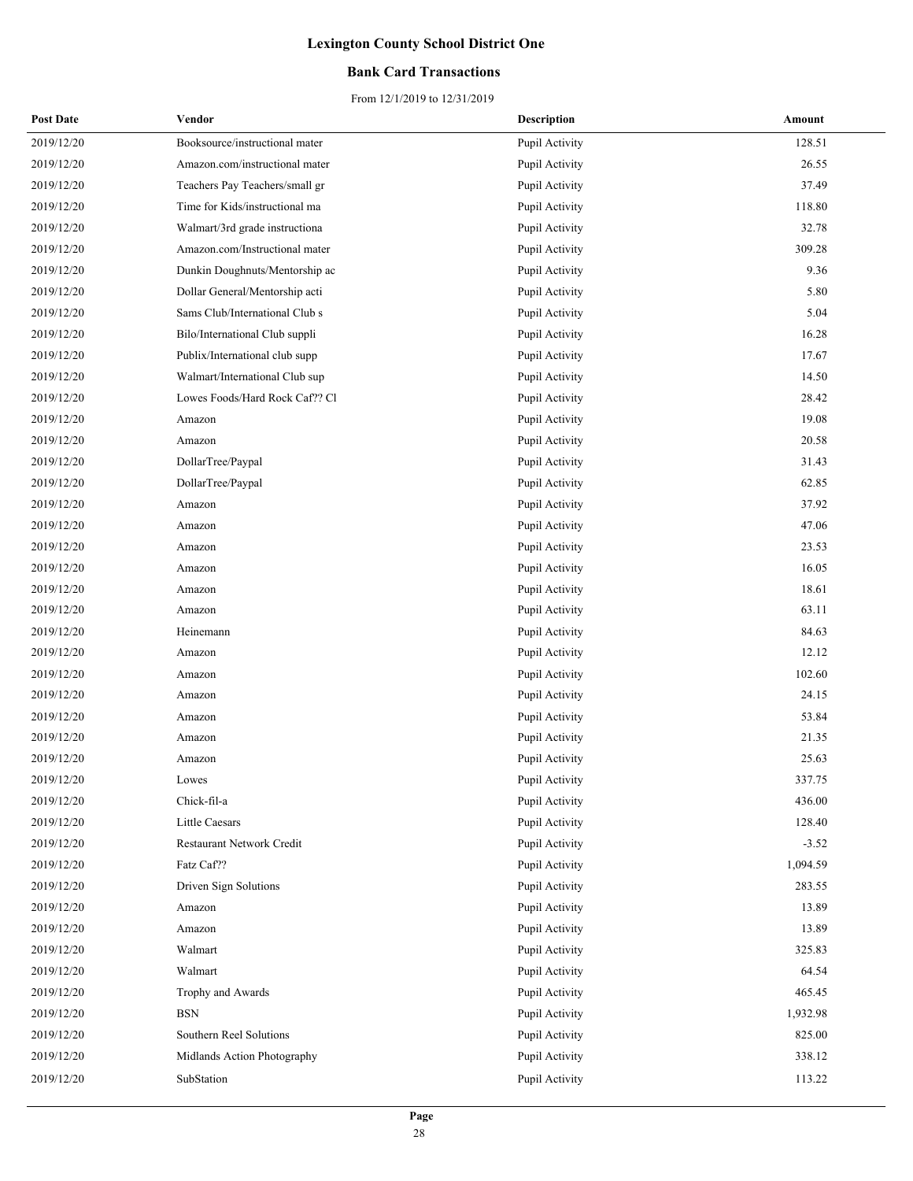# Lexington County School District One

## Bank Card Transactions

From 12/1/2019 to 12/31/2019

| Post Date | Vendor | Description | Amount |
|---|---|---|---|
| 2019/12/20 | Booksource/instructional mater | Pupil Activity | 128.51 |
| 2019/12/20 | Amazon.com/instructional mater | Pupil Activity | 26.55 |
| 2019/12/20 | Teachers Pay Teachers/small gr | Pupil Activity | 37.49 |
| 2019/12/20 | Time for Kids/instructional ma | Pupil Activity | 118.80 |
| 2019/12/20 | Walmart/3rd grade instructiona | Pupil Activity | 32.78 |
| 2019/12/20 | Amazon.com/Instructional mater | Pupil Activity | 309.28 |
| 2019/12/20 | Dunkin Doughnuts/Mentorship ac | Pupil Activity | 9.36 |
| 2019/12/20 | Dollar General/Mentorship acti | Pupil Activity | 5.80 |
| 2019/12/20 | Sams Club/International Club s | Pupil Activity | 5.04 |
| 2019/12/20 | Bilo/International Club suppli | Pupil Activity | 16.28 |
| 2019/12/20 | Publix/International club supp | Pupil Activity | 17.67 |
| 2019/12/20 | Walmart/International Club sup | Pupil Activity | 14.50 |
| 2019/12/20 | Lowes Foods/Hard Rock Caf?? Cl | Pupil Activity | 28.42 |
| 2019/12/20 | Amazon | Pupil Activity | 19.08 |
| 2019/12/20 | Amazon | Pupil Activity | 20.58 |
| 2019/12/20 | DollarTree/Paypal | Pupil Activity | 31.43 |
| 2019/12/20 | DollarTree/Paypal | Pupil Activity | 62.85 |
| 2019/12/20 | Amazon | Pupil Activity | 37.92 |
| 2019/12/20 | Amazon | Pupil Activity | 47.06 |
| 2019/12/20 | Amazon | Pupil Activity | 23.53 |
| 2019/12/20 | Amazon | Pupil Activity | 16.05 |
| 2019/12/20 | Amazon | Pupil Activity | 18.61 |
| 2019/12/20 | Amazon | Pupil Activity | 63.11 |
| 2019/12/20 | Heinemann | Pupil Activity | 84.63 |
| 2019/12/20 | Amazon | Pupil Activity | 12.12 |
| 2019/12/20 | Amazon | Pupil Activity | 102.60 |
| 2019/12/20 | Amazon | Pupil Activity | 24.15 |
| 2019/12/20 | Amazon | Pupil Activity | 53.84 |
| 2019/12/20 | Amazon | Pupil Activity | 21.35 |
| 2019/12/20 | Amazon | Pupil Activity | 25.63 |
| 2019/12/20 | Lowes | Pupil Activity | 337.75 |
| 2019/12/20 | Chick-fil-a | Pupil Activity | 436.00 |
| 2019/12/20 | Little Caesars | Pupil Activity | 128.40 |
| 2019/12/20 | Restaurant Network Credit | Pupil Activity | -3.52 |
| 2019/12/20 | Fatz Caf?? | Pupil Activity | 1,094.59 |
| 2019/12/20 | Driven Sign Solutions | Pupil Activity | 283.55 |
| 2019/12/20 | Amazon | Pupil Activity | 13.89 |
| 2019/12/20 | Amazon | Pupil Activity | 13.89 |
| 2019/12/20 | Walmart | Pupil Activity | 325.83 |
| 2019/12/20 | Walmart | Pupil Activity | 64.54 |
| 2019/12/20 | Trophy and Awards | Pupil Activity | 465.45 |
| 2019/12/20 | BSN | Pupil Activity | 1,932.98 |
| 2019/12/20 | Southern Reel Solutions | Pupil Activity | 825.00 |
| 2019/12/20 | Midlands Action Photography | Pupil Activity | 338.12 |
| 2019/12/20 | SubStation | Pupil Activity | 113.22 |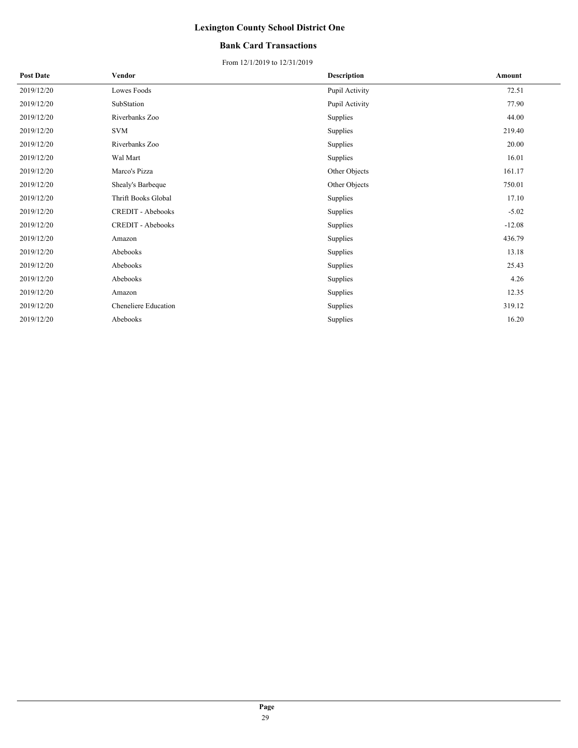# Lexington County School District One

## Bank Card Transactions

From 12/1/2019 to 12/31/2019

| Post Date | Vendor | Description | Amount |
|---|---|---|---|
| 2019/12/20 | Lowes Foods | Pupil Activity | 72.51 |
| 2019/12/20 | SubStation | Pupil Activity | 77.90 |
| 2019/12/20 | Riverbanks Zoo | Supplies | 44.00 |
| 2019/12/20 | SVM | Supplies | 219.40 |
| 2019/12/20 | Riverbanks Zoo | Supplies | 20.00 |
| 2019/12/20 | Wal Mart | Supplies | 16.01 |
| 2019/12/20 | Marco's Pizza | Other Objects | 161.17 |
| 2019/12/20 | Shealy's Barbeque | Other Objects | 750.01 |
| 2019/12/20 | Thrift Books Global | Supplies | 17.10 |
| 2019/12/20 | CREDIT - Abebooks | Supplies | -5.02 |
| 2019/12/20 | CREDIT - Abebooks | Supplies | -12.08 |
| 2019/12/20 | Amazon | Supplies | 436.79 |
| 2019/12/20 | Abebooks | Supplies | 13.18 |
| 2019/12/20 | Abebooks | Supplies | 25.43 |
| 2019/12/20 | Abebooks | Supplies | 4.26 |
| 2019/12/20 | Amazon | Supplies | 12.35 |
| 2019/12/20 | Cheneliere Education | Supplies | 319.12 |
| 2019/12/20 | Abebooks | Supplies | 16.20 |